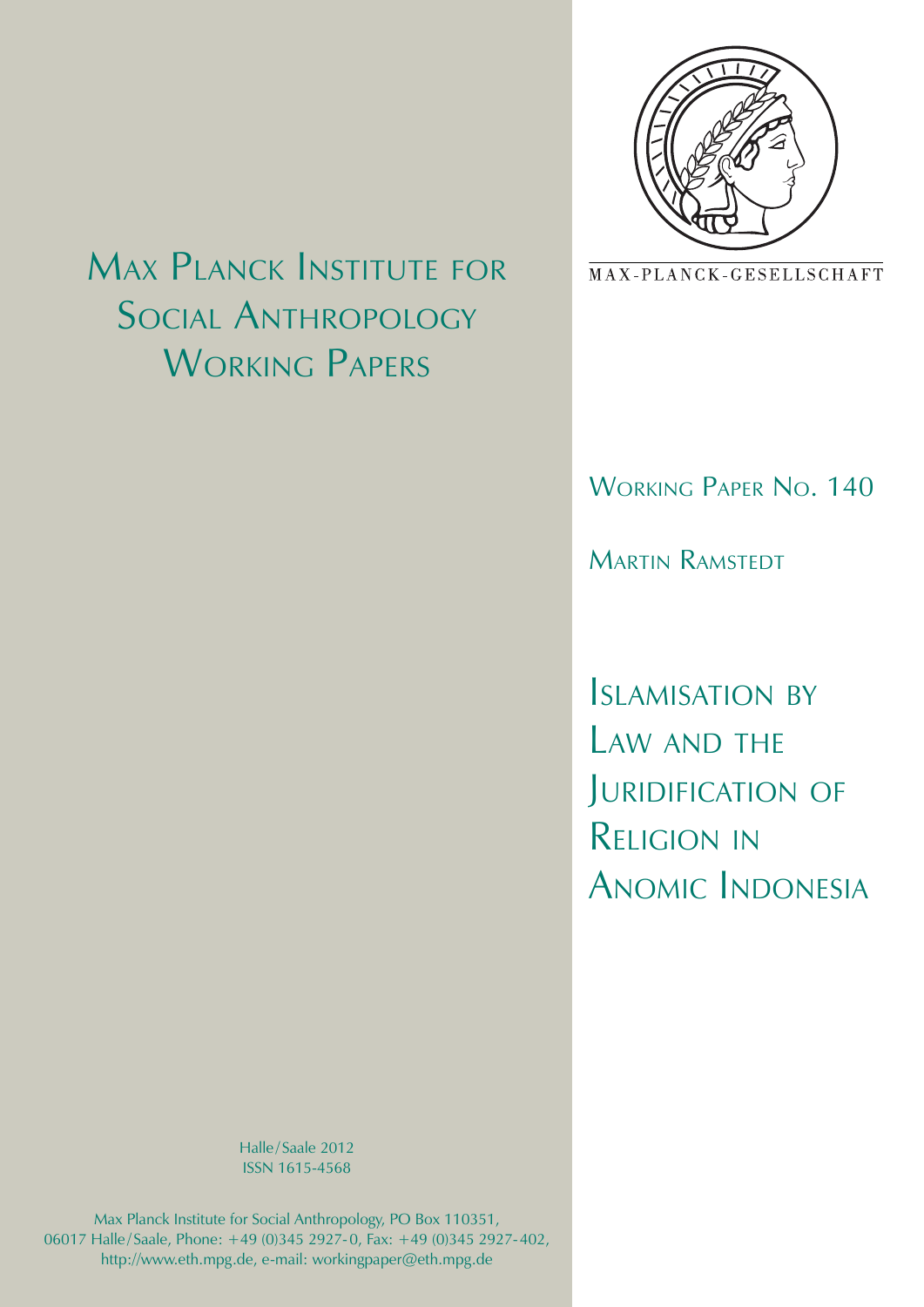# Max Planck Institute for Social Anthropology Working Papers

MAX-PLANCK-GESELLSCHAFT

Working Paper No. 140

Martin Ramstedt

# Islamisation by Law and the Juridification of Religion in Anomic Indonesia

Halle/Saale 2012
ISSN 1615-4568

Max Planck Institute for Social Anthropology, PO Box 110351,
06017 Halle/Saale, Phone: +49 (0)345 2927-0, Fax: +49 (0)345 2927-402,
http://www.eth.mpg.de, e-mail: workingpaper@eth.mpg.de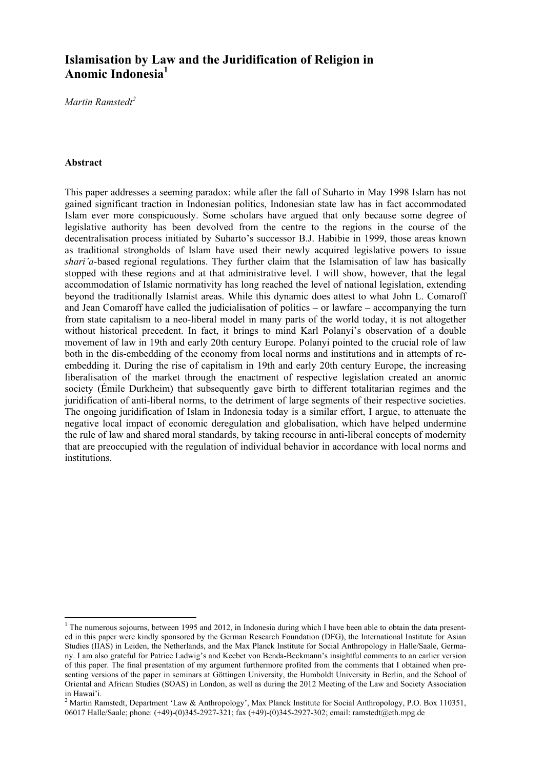# Islamisation by Law and the Juridification of Religion in Anomic Indonesia[1]

*Martin Ramstedt[2]*

### Abstract

This paper addresses a seeming paradox: while after the fall of Suharto in May 1998 Islam has not gained significant traction in Indonesian politics, Indonesian state law has in fact accommodated Islam ever more conspicuously. Some scholars have argued that only because some degree of legislative authority has been devolved from the centre to the regions in the course of the decentralisation process initiated by Suharto's successor B.J. Habibie in 1999, those areas known as traditional strongholds of Islam have used their newly acquired legislative powers to issue *shari'a*-based regional regulations. They further claim that the Islamisation of law has basically stopped with these regions and at that administrative level. I will show, however, that the legal accommodation of Islamic normativity has long reached the level of national legislation, extending beyond the traditionally Islamist areas. While this dynamic does attest to what John L. Comaroff and Jean Comaroff have called the judicialisation of politics – or lawfare – accompanying the turn from state capitalism to a neo-liberal model in many parts of the world today, it is not altogether without historical precedent. In fact, it brings to mind Karl Polanyi's observation of a double movement of law in 19th and early 20th century Europe. Polanyi pointed to the crucial role of law both in the dis-embedding of the economy from local norms and institutions and in attempts of re-embedding it. During the rise of capitalism in 19th and early 20th century Europe, the increasing liberalisation of the market through the enactment of respective legislation created an anomic society (Émile Durkheim) that subsequently gave birth to different totalitarian regimes and the juridification of anti-liberal norms, to the detriment of large segments of their respective societies. The ongoing juridification of Islam in Indonesia today is a similar effort, I argue, to attenuate the negative local impact of economic deregulation and globalisation, which have helped undermine the rule of law and shared moral standards, by taking recourse in anti-liberal concepts of modernity that are preoccupied with the regulation of individual behavior in accordance with local norms and institutions.

---

[1] The numerous sojourns, between 1995 and 2012, in Indonesia during which I have been able to obtain the data presented in this paper were kindly sponsored by the German Research Foundation (DFG), the International Institute for Asian Studies (IIAS) in Leiden, the Netherlands, and the Max Planck Institute for Social Anthropology in Halle/Saale, Germany. I am also grateful for Patrice Ladwig's and Keebet von Benda-Beckmann's insightful comments to an earlier version of this paper. The final presentation of my argument furthermore profited from the comments that I obtained when presenting versions of the paper in seminars at Göttingen University, the Humboldt University in Berlin, and the School of Oriental and African Studies (SOAS) in London, as well as during the 2012 Meeting of the Law and Society Association in Hawai'i.

[2] Martin Ramstedt, Department 'Law & Anthropology', Max Planck Institute for Social Anthropology, P.O. Box 110351, 06017 Halle/Saale; phone: (+49)-(0)345-2927-321; fax (+49)-(0)345-2927-302; email: ramstedt@eth.mpg.de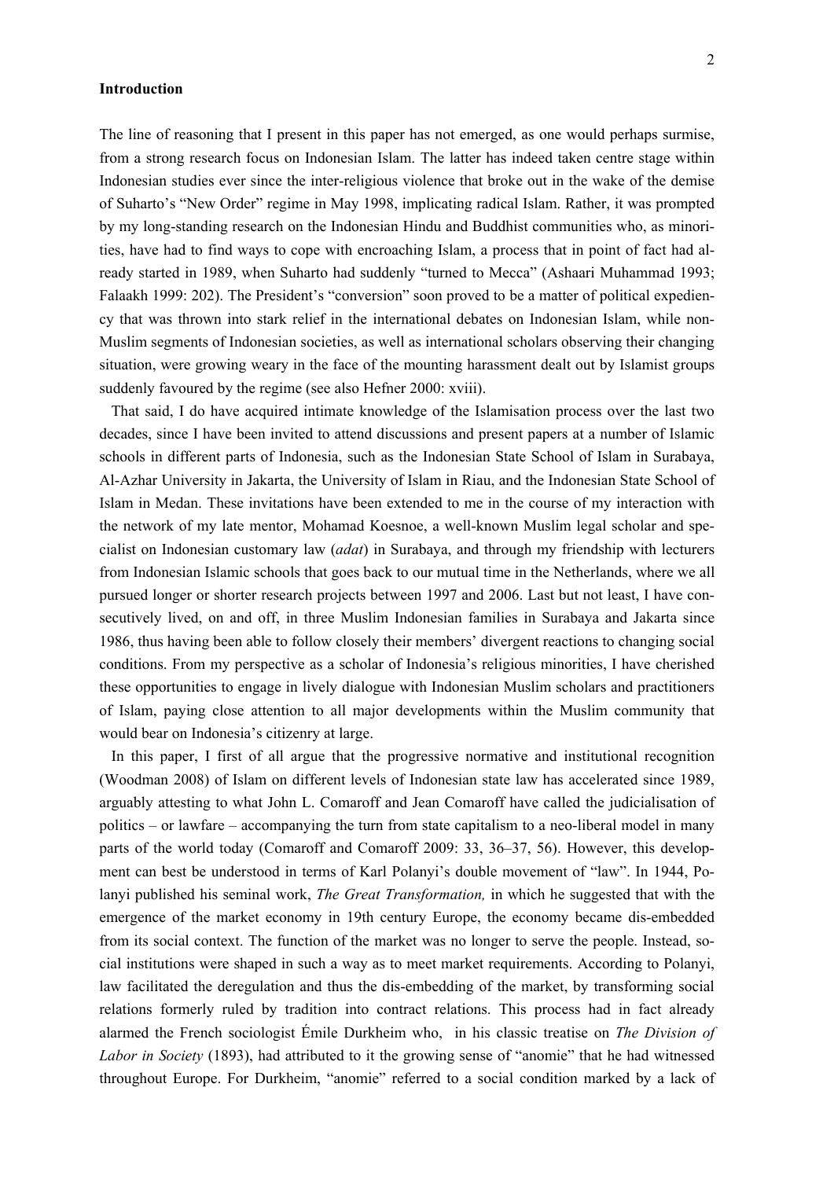## Introduction

The line of reasoning that I present in this paper has not emerged, as one would perhaps surmise, from a strong research focus on Indonesian Islam. The latter has indeed taken centre stage within Indonesian studies ever since the inter-religious violence that broke out in the wake of the demise of Suharto's "New Order" regime in May 1998, implicating radical Islam. Rather, it was prompted by my long-standing research on the Indonesian Hindu and Buddhist communities who, as minorities, have had to find ways to cope with encroaching Islam, a process that in point of fact had already started in 1989, when Suharto had suddenly "turned to Mecca" (Ashaari Muhammad 1993; Falaakh 1999: 202). The President's "conversion" soon proved to be a matter of political expediency that was thrown into stark relief in the international debates on Indonesian Islam, while non-Muslim segments of Indonesian societies, as well as international scholars observing their changing situation, were growing weary in the face of the mounting harassment dealt out by Islamist groups suddenly favoured by the regime (see also Hefner 2000: xviii).

That said, I do have acquired intimate knowledge of the Islamisation process over the last two decades, since I have been invited to attend discussions and present papers at a number of Islamic schools in different parts of Indonesia, such as the Indonesian State School of Islam in Surabaya, Al-Azhar University in Jakarta, the University of Islam in Riau, and the Indonesian State School of Islam in Medan. These invitations have been extended to me in the course of my interaction with the network of my late mentor, Mohamad Koesnoe, a well-known Muslim legal scholar and specialist on Indonesian customary law (*adat*) in Surabaya, and through my friendship with lecturers from Indonesian Islamic schools that goes back to our mutual time in the Netherlands, where we all pursued longer or shorter research projects between 1997 and 2006. Last but not least, I have consecutively lived, on and off, in three Muslim Indonesian families in Surabaya and Jakarta since 1986, thus having been able to follow closely their members' divergent reactions to changing social conditions. From my perspective as a scholar of Indonesia's religious minorities, I have cherished these opportunities to engage in lively dialogue with Indonesian Muslim scholars and practitioners of Islam, paying close attention to all major developments within the Muslim community that would bear on Indonesia's citizenry at large.

In this paper, I first of all argue that the progressive normative and institutional recognition (Woodman 2008) of Islam on different levels of Indonesian state law has accelerated since 1989, arguably attesting to what John L. Comaroff and Jean Comaroff have called the judicialisation of politics – or lawfare – accompanying the turn from state capitalism to a neo-liberal model in many parts of the world today (Comaroff and Comaroff 2009: 33, 36–37, 56). However, this development can best be understood in terms of Karl Polanyi's double movement of "law". In 1944, Polanyi published his seminal work, *The Great Transformation,* in which he suggested that with the emergence of the market economy in 19th century Europe, the economy became dis-embedded from its social context. The function of the market was no longer to serve the people. Instead, social institutions were shaped in such a way as to meet market requirements. According to Polanyi, law facilitated the deregulation and thus the dis-embedding of the market, by transforming social relations formerly ruled by tradition into contract relations. This process had in fact already alarmed the French sociologist Émile Durkheim who, in his classic treatise on *The Division of Labor in Society* (1893), had attributed to it the growing sense of "anomie" that he had witnessed throughout Europe. For Durkheim, "anomie" referred to a social condition marked by a lack of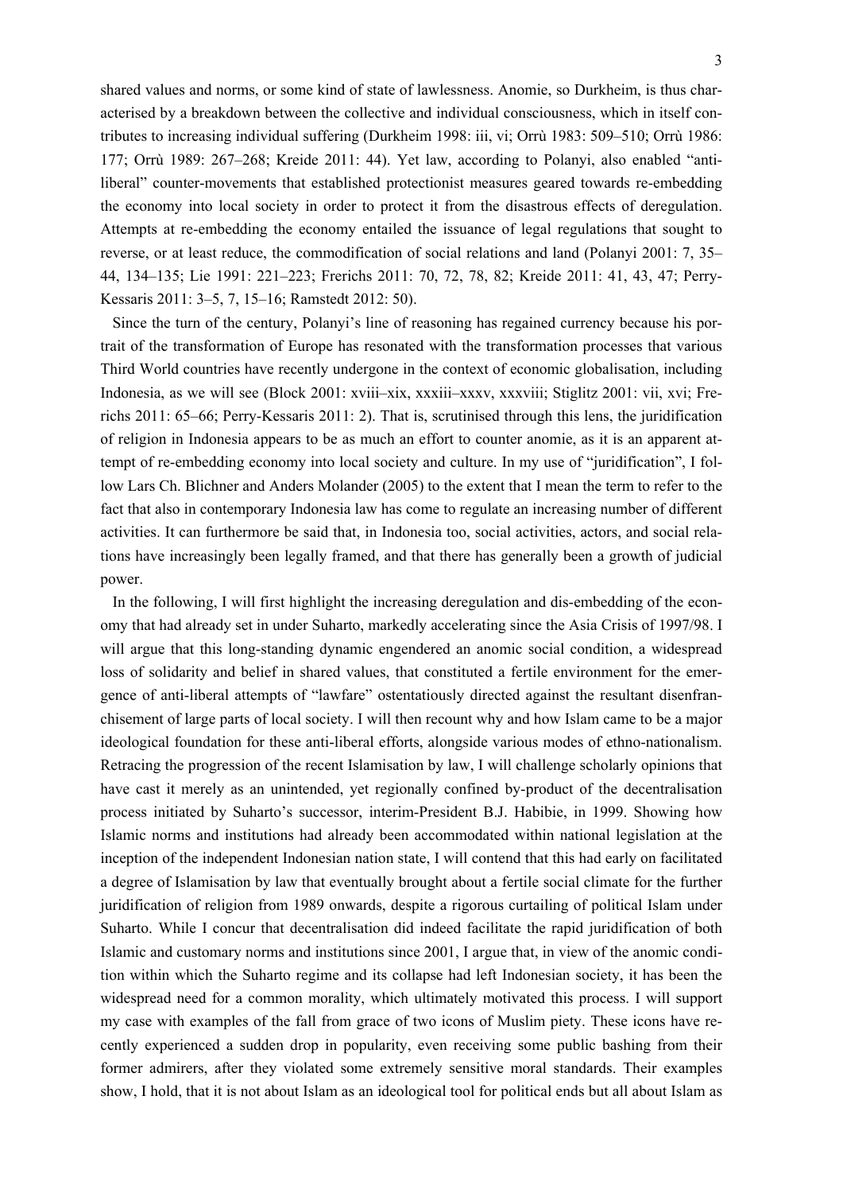shared values and norms, or some kind of state of lawlessness. Anomie, so Durkheim, is thus characterised by a breakdown between the collective and individual consciousness, which in itself contributes to increasing individual suffering (Durkheim 1998: iii, vi; Orrù 1983: 509–510; Orrù 1986: 177; Orrù 1989: 267–268; Kreide 2011: 44). Yet law, according to Polanyi, also enabled "anti-liberal" counter-movements that established protectionist measures geared towards re-embedding the economy into local society in order to protect it from the disastrous effects of deregulation. Attempts at re-embedding the economy entailed the issuance of legal regulations that sought to reverse, or at least reduce, the commodification of social relations and land (Polanyi 2001: 7, 35–44, 134–135; Lie 1991: 221–223; Frerichs 2011: 70, 72, 78, 82; Kreide 2011: 41, 43, 47; Perry-Kessaris 2011: 3–5, 7, 15–16; Ramstedt 2012: 50).

Since the turn of the century, Polanyi's line of reasoning has regained currency because his portrait of the transformation of Europe has resonated with the transformation processes that various Third World countries have recently undergone in the context of economic globalisation, including Indonesia, as we will see (Block 2001: xviii–xix, xxxiii–xxxv, xxxviii; Stiglitz 2001: vii, xvi; Frerichs 2011: 65–66; Perry-Kessaris 2011: 2). That is, scrutinised through this lens, the juridification of religion in Indonesia appears to be as much an effort to counter anomie, as it is an apparent attempt of re-embedding economy into local society and culture. In my use of "juridification", I follow Lars Ch. Blichner and Anders Molander (2005) to the extent that I mean the term to refer to the fact that also in contemporary Indonesia law has come to regulate an increasing number of different activities. It can furthermore be said that, in Indonesia too, social activities, actors, and social relations have increasingly been legally framed, and that there has generally been a growth of judicial power.

In the following, I will first highlight the increasing deregulation and dis-embedding of the economy that had already set in under Suharto, markedly accelerating since the Asia Crisis of 1997/98. I will argue that this long-standing dynamic engendered an anomic social condition, a widespread loss of solidarity and belief in shared values, that constituted a fertile environment for the emergence of anti-liberal attempts of "lawfare" ostentatiously directed against the resultant disenfranchisement of large parts of local society. I will then recount why and how Islam came to be a major ideological foundation for these anti-liberal efforts, alongside various modes of ethno-nationalism. Retracing the progression of the recent Islamisation by law, I will challenge scholarly opinions that have cast it merely as an unintended, yet regionally confined by-product of the decentralisation process initiated by Suharto's successor, interim-President B.J. Habibie, in 1999. Showing how Islamic norms and institutions had already been accommodated within national legislation at the inception of the independent Indonesian nation state, I will contend that this had early on facilitated a degree of Islamisation by law that eventually brought about a fertile social climate for the further juridification of religion from 1989 onwards, despite a rigorous curtailing of political Islam under Suharto. While I concur that decentralisation did indeed facilitate the rapid juridification of both Islamic and customary norms and institutions since 2001, I argue that, in view of the anomic condition within which the Suharto regime and its collapse had left Indonesian society, it has been the widespread need for a common morality, which ultimately motivated this process. I will support my case with examples of the fall from grace of two icons of Muslim piety. These icons have recently experienced a sudden drop in popularity, even receiving some public bashing from their former admirers, after they violated some extremely sensitive moral standards. Their examples show, I hold, that it is not about Islam as an ideological tool for political ends but all about Islam as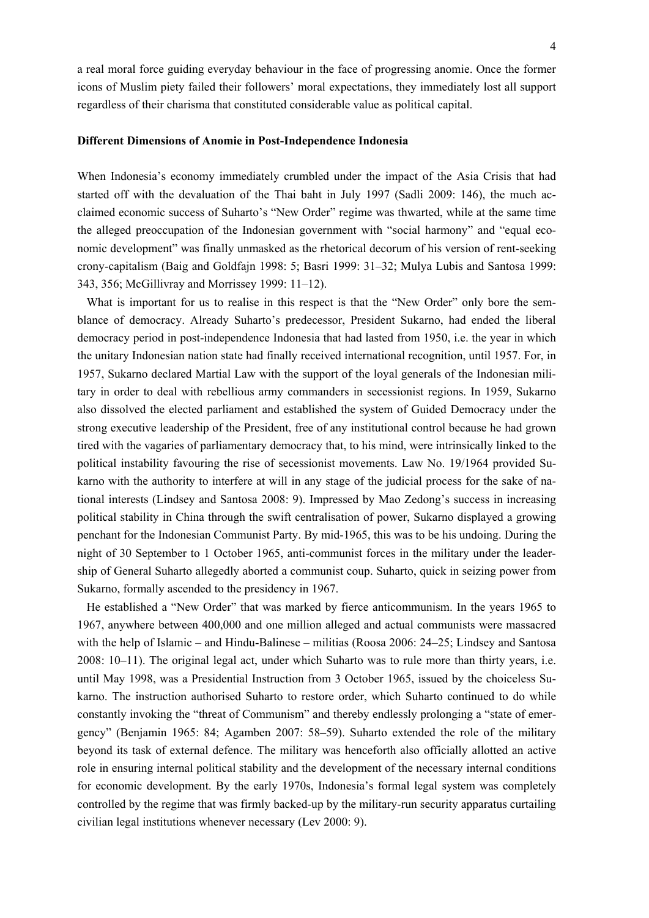a real moral force guiding everyday behaviour in the face of progressing anomie. Once the former icons of Muslim piety failed their followers' moral expectations, they immediately lost all support regardless of their charisma that constituted considerable value as political capital.

## Different Dimensions of Anomie in Post-Independence Indonesia

When Indonesia's economy immediately crumbled under the impact of the Asia Crisis that had started off with the devaluation of the Thai baht in July 1997 (Sadli 2009: 146), the much acclaimed economic success of Suharto's "New Order" regime was thwarted, while at the same time the alleged preoccupation of the Indonesian government with "social harmony" and "equal economic development" was finally unmasked as the rhetorical decorum of his version of rent-seeking crony-capitalism (Baig and Goldfajn 1998: 5; Basri 1999: 31–32; Mulya Lubis and Santosa 1999: 343, 356; McGillivray and Morrissey 1999: 11–12).

What is important for us to realise in this respect is that the "New Order" only bore the semblance of democracy. Already Suharto's predecessor, President Sukarno, had ended the liberal democracy period in post-independence Indonesia that had lasted from 1950, i.e. the year in which the unitary Indonesian nation state had finally received international recognition, until 1957. For, in 1957, Sukarno declared Martial Law with the support of the loyal generals of the Indonesian military in order to deal with rebellious army commanders in secessionist regions. In 1959, Sukarno also dissolved the elected parliament and established the system of Guided Democracy under the strong executive leadership of the President, free of any institutional control because he had grown tired with the vagaries of parliamentary democracy that, to his mind, were intrinsically linked to the political instability favouring the rise of secessionist movements. Law No. 19/1964 provided Sukarno with the authority to interfere at will in any stage of the judicial process for the sake of national interests (Lindsey and Santosa 2008: 9). Impressed by Mao Zedong's success in increasing political stability in China through the swift centralisation of power, Sukarno displayed a growing penchant for the Indonesian Communist Party. By mid-1965, this was to be his undoing. During the night of 30 September to 1 October 1965, anti-communist forces in the military under the leadership of General Suharto allegedly aborted a communist coup. Suharto, quick in seizing power from Sukarno, formally ascended to the presidency in 1967.

He established a "New Order" that was marked by fierce anticommunism. In the years 1965 to 1967, anywhere between 400,000 and one million alleged and actual communists were massacred with the help of Islamic – and Hindu-Balinese – militias (Roosa 2006: 24–25; Lindsey and Santosa 2008: 10–11). The original legal act, under which Suharto was to rule more than thirty years, i.e. until May 1998, was a Presidential Instruction from 3 October 1965, issued by the choiceless Sukarno. The instruction authorised Suharto to restore order, which Suharto continued to do while constantly invoking the "threat of Communism" and thereby endlessly prolonging a "state of emergency" (Benjamin 1965: 84; Agamben 2007: 58–59). Suharto extended the role of the military beyond its task of external defence. The military was henceforth also officially allotted an active role in ensuring internal political stability and the development of the necessary internal conditions for economic development. By the early 1970s, Indonesia's formal legal system was completely controlled by the regime that was firmly backed-up by the military-run security apparatus curtailing civilian legal institutions whenever necessary (Lev 2000: 9).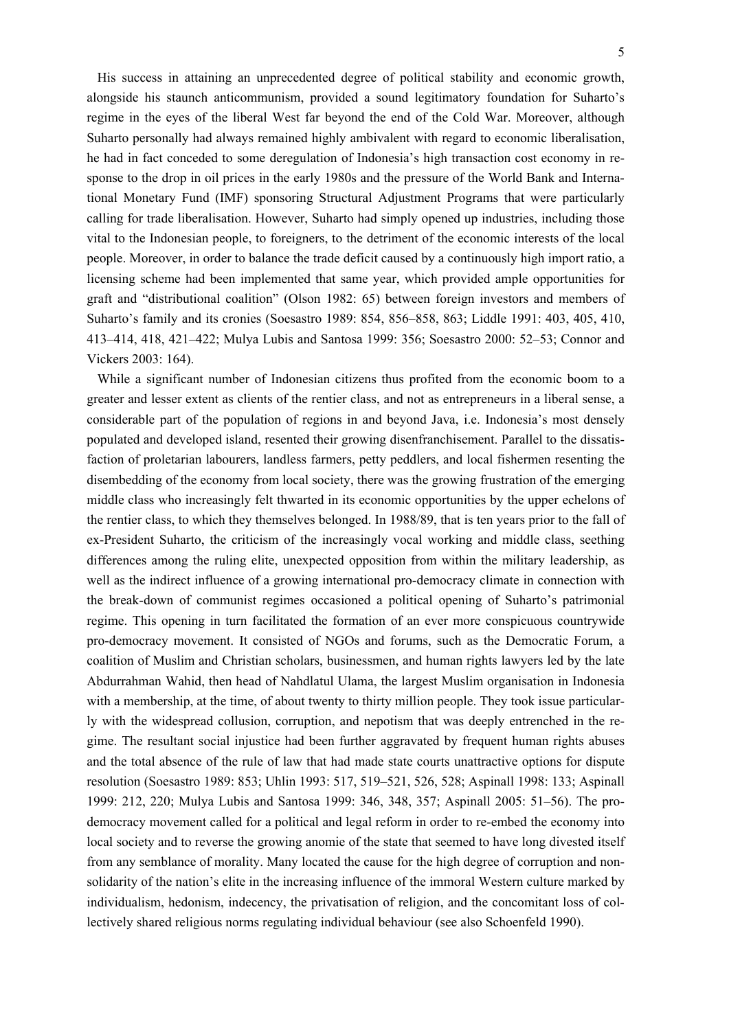His success in attaining an unprecedented degree of political stability and economic growth, alongside his staunch anticommunism, provided a sound legitimatory foundation for Suharto's regime in the eyes of the liberal West far beyond the end of the Cold War. Moreover, although Suharto personally had always remained highly ambivalent with regard to economic liberalisation, he had in fact conceded to some deregulation of Indonesia's high transaction cost economy in response to the drop in oil prices in the early 1980s and the pressure of the World Bank and International Monetary Fund (IMF) sponsoring Structural Adjustment Programs that were particularly calling for trade liberalisation. However, Suharto had simply opened up industries, including those vital to the Indonesian people, to foreigners, to the detriment of the economic interests of the local people. Moreover, in order to balance the trade deficit caused by a continuously high import ratio, a licensing scheme had been implemented that same year, which provided ample opportunities for graft and "distributional coalition" (Olson 1982: 65) between foreign investors and members of Suharto's family and its cronies (Soesastro 1989: 854, 856–858, 863; Liddle 1991: 403, 405, 410, 413–414, 418, 421–422; Mulya Lubis and Santosa 1999: 356; Soesastro 2000: 52–53; Connor and Vickers 2003: 164).

While a significant number of Indonesian citizens thus profited from the economic boom to a greater and lesser extent as clients of the rentier class, and not as entrepreneurs in a liberal sense, a considerable part of the population of regions in and beyond Java, i.e. Indonesia's most densely populated and developed island, resented their growing disenfranchisement. Parallel to the dissatisfaction of proletarian labourers, landless farmers, petty peddlers, and local fishermen resenting the disembedding of the economy from local society, there was the growing frustration of the emerging middle class who increasingly felt thwarted in its economic opportunities by the upper echelons of the rentier class, to which they themselves belonged. In 1988/89, that is ten years prior to the fall of ex-President Suharto, the criticism of the increasingly vocal working and middle class, seething differences among the ruling elite, unexpected opposition from within the military leadership, as well as the indirect influence of a growing international pro-democracy climate in connection with the break-down of communist regimes occasioned a political opening of Suharto's patrimonial regime. This opening in turn facilitated the formation of an ever more conspicuous countrywide pro-democracy movement. It consisted of NGOs and forums, such as the Democratic Forum, a coalition of Muslim and Christian scholars, businessmen, and human rights lawyers led by the late Abdurrahman Wahid, then head of Nahdlatul Ulama, the largest Muslim organisation in Indonesia with a membership, at the time, of about twenty to thirty million people. They took issue particularly with the widespread collusion, corruption, and nepotism that was deeply entrenched in the regime. The resultant social injustice had been further aggravated by frequent human rights abuses and the total absence of the rule of law that had made state courts unattractive options for dispute resolution (Soesastro 1989: 853; Uhlin 1993: 517, 519–521, 526, 528; Aspinall 1998: 133; Aspinall 1999: 212, 220; Mulya Lubis and Santosa 1999: 346, 348, 357; Aspinall 2005: 51–56). The pro-democracy movement called for a political and legal reform in order to re-embed the economy into local society and to reverse the growing anomie of the state that seemed to have long divested itself from any semblance of morality. Many located the cause for the high degree of corruption and non-solidarity of the nation's elite in the increasing influence of the immoral Western culture marked by individualism, hedonism, indecency, the privatisation of religion, and the concomitant loss of collectively shared religious norms regulating individual behaviour (see also Schoenfeld 1990).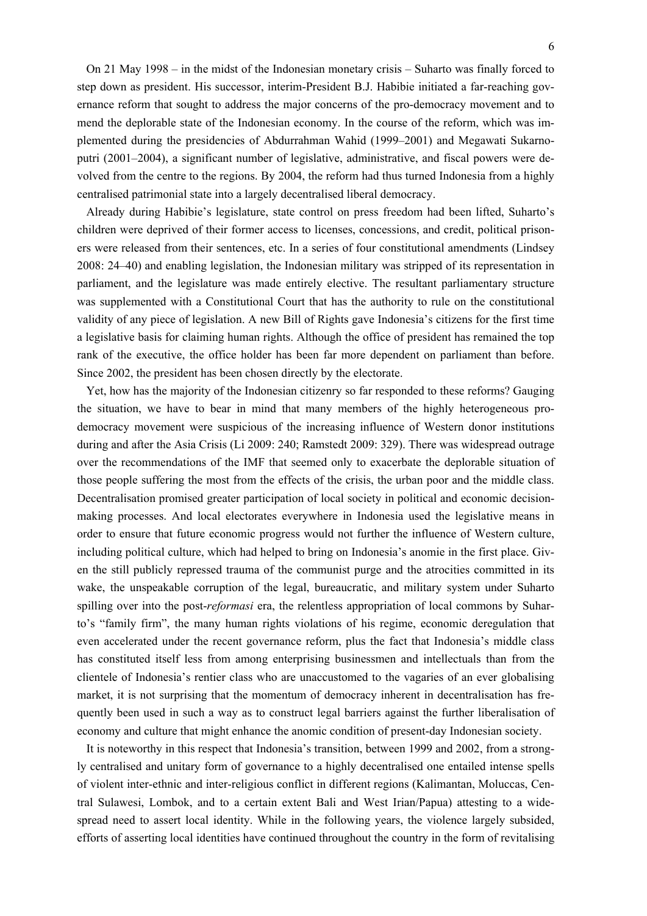On 21 May 1998 – in the midst of the Indonesian monetary crisis – Suharto was finally forced to step down as president. His successor, interim-President B.J. Habibie initiated a far-reaching governance reform that sought to address the major concerns of the pro-democracy movement and to mend the deplorable state of the Indonesian economy. In the course of the reform, which was implemented during the presidencies of Abdurrahman Wahid (1999–2001) and Megawati Sukarnoputri (2001–2004), a significant number of legislative, administrative, and fiscal powers were devolved from the centre to the regions. By 2004, the reform had thus turned Indonesia from a highly centralised patrimonial state into a largely decentralised liberal democracy.

Already during Habibie's legislature, state control on press freedom had been lifted, Suharto's children were deprived of their former access to licenses, concessions, and credit, political prisoners were released from their sentences, etc. In a series of four constitutional amendments (Lindsey 2008: 24–40) and enabling legislation, the Indonesian military was stripped of its representation in parliament, and the legislature was made entirely elective. The resultant parliamentary structure was supplemented with a Constitutional Court that has the authority to rule on the constitutional validity of any piece of legislation. A new Bill of Rights gave Indonesia's citizens for the first time a legislative basis for claiming human rights. Although the office of president has remained the top rank of the executive, the office holder has been far more dependent on parliament than before. Since 2002, the president has been chosen directly by the electorate.

Yet, how has the majority of the Indonesian citizenry so far responded to these reforms? Gauging the situation, we have to bear in mind that many members of the highly heterogeneous pro-democracy movement were suspicious of the increasing influence of Western donor institutions during and after the Asia Crisis (Li 2009: 240; Ramstedt 2009: 329). There was widespread outrage over the recommendations of the IMF that seemed only to exacerbate the deplorable situation of those people suffering the most from the effects of the crisis, the urban poor and the middle class. Decentralisation promised greater participation of local society in political and economic decision-making processes. And local electorates everywhere in Indonesia used the legislative means in order to ensure that future economic progress would not further the influence of Western culture, including political culture, which had helped to bring on Indonesia's anomie in the first place. Given the still publicly repressed trauma of the communist purge and the atrocities committed in its wake, the unspeakable corruption of the legal, bureaucratic, and military system under Suharto spilling over into the post-*reformasi* era, the relentless appropriation of local commons by Suharto's "family firm", the many human rights violations of his regime, economic deregulation that even accelerated under the recent governance reform, plus the fact that Indonesia's middle class has constituted itself less from among enterprising businessmen and intellectuals than from the clientele of Indonesia's rentier class who are unaccustomed to the vagaries of an ever globalising market, it is not surprising that the momentum of democracy inherent in decentralisation has frequently been used in such a way as to construct legal barriers against the further liberalisation of economy and culture that might enhance the anomic condition of present-day Indonesian society.

It is noteworthy in this respect that Indonesia's transition, between 1999 and 2002, from a strongly centralised and unitary form of governance to a highly decentralised one entailed intense spells of violent inter-ethnic and inter-religious conflict in different regions (Kalimantan, Moluccas, Central Sulawesi, Lombok, and to a certain extent Bali and West Irian/Papua) attesting to a widespread need to assert local identity. While in the following years, the violence largely subsided, efforts of asserting local identities have continued throughout the country in the form of revitalising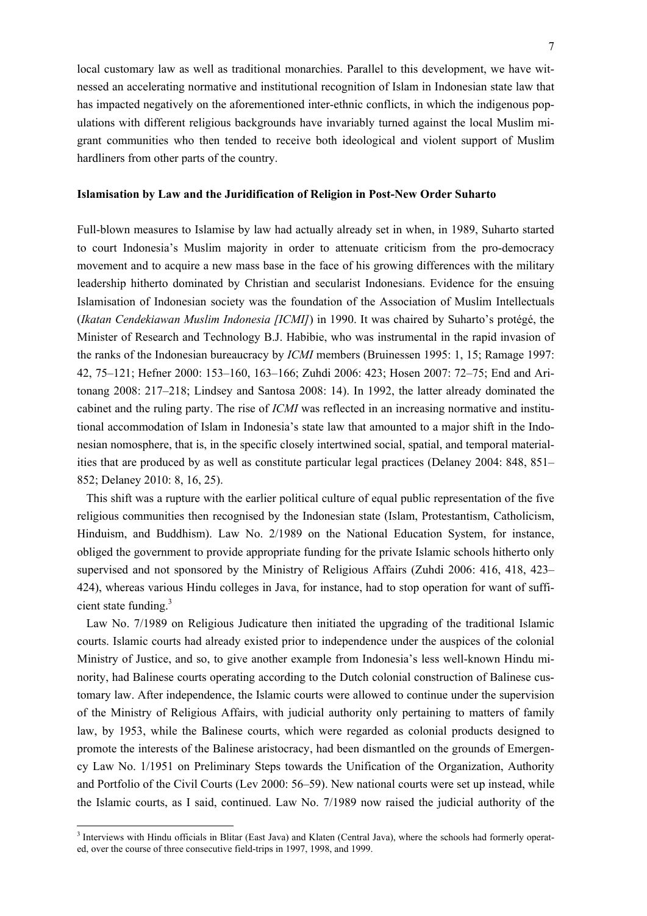local customary law as well as traditional monarchies. Parallel to this development, we have witnessed an accelerating normative and institutional recognition of Islam in Indonesian state law that has impacted negatively on the aforementioned inter-ethnic conflicts, in which the indigenous populations with different religious backgrounds have invariably turned against the local Muslim migrant communities who then tended to receive both ideological and violent support of Muslim hardliners from other parts of the country.

**Islamisation by Law and the Juridification of Religion in Post-New Order Suharto**

Full-blown measures to Islamise by law had actually already set in when, in 1989, Suharto started to court Indonesia's Muslim majority in order to attenuate criticism from the pro-democracy movement and to acquire a new mass base in the face of his growing differences with the military leadership hitherto dominated by Christian and secularist Indonesians. Evidence for the ensuing Islamisation of Indonesian society was the foundation of the Association of Muslim Intellectuals (*Ikatan Cendekiawan Muslim Indonesia [ICMI]*) in 1990. It was chaired by Suharto's protégé, the Minister of Research and Technology B.J. Habibie, who was instrumental in the rapid invasion of the ranks of the Indonesian bureaucracy by *ICMI* members (Bruinessen 1995: 1, 15; Ramage 1997: 42, 75–121; Hefner 2000: 153–160, 163–166; Zuhdi 2006: 423; Hosen 2007: 72–75; End and Aritonang 2008: 217–218; Lindsey and Santosa 2008: 14). In 1992, the latter already dominated the cabinet and the ruling party. The rise of *ICMI* was reflected in an increasing normative and institutional accommodation of Islam in Indonesia's state law that amounted to a major shift in the Indonesian nomosphere, that is, in the specific closely intertwined social, spatial, and temporal materialities that are produced by as well as constitute particular legal practices (Delaney 2004: 848, 851–852; Delaney 2010: 8, 16, 25).

This shift was a rupture with the earlier political culture of equal public representation of the five religious communities then recognised by the Indonesian state (Islam, Protestantism, Catholicism, Hinduism, and Buddhism). Law No. 2/1989 on the National Education System, for instance, obliged the government to provide appropriate funding for the private Islamic schools hitherto only supervised and not sponsored by the Ministry of Religious Affairs (Zuhdi 2006: 416, 418, 423–424), whereas various Hindu colleges in Java, for instance, had to stop operation for want of sufficient state funding.[3]

Law No. 7/1989 on Religious Judicature then initiated the upgrading of the traditional Islamic courts. Islamic courts had already existed prior to independence under the auspices of the colonial Ministry of Justice, and so, to give another example from Indonesia's less well-known Hindu minority, had Balinese courts operating according to the Dutch colonial construction of Balinese customary law. After independence, the Islamic courts were allowed to continue under the supervision of the Ministry of Religious Affairs, with judicial authority only pertaining to matters of family law, by 1953, while the Balinese courts, which were regarded as colonial products designed to promote the interests of the Balinese aristocracy, had been dismantled on the grounds of Emergency Law No. 1/1951 on Preliminary Steps towards the Unification of the Organization, Authority and Portfolio of the Civil Courts (Lev 2000: 56–59). New national courts were set up instead, while the Islamic courts, as I said, continued. Law No. 7/1989 now raised the judicial authority of the

[3] Interviews with Hindu officials in Blitar (East Java) and Klaten (Central Java), where the schools had formerly operated, over the course of three consecutive field-trips in 1997, 1998, and 1999.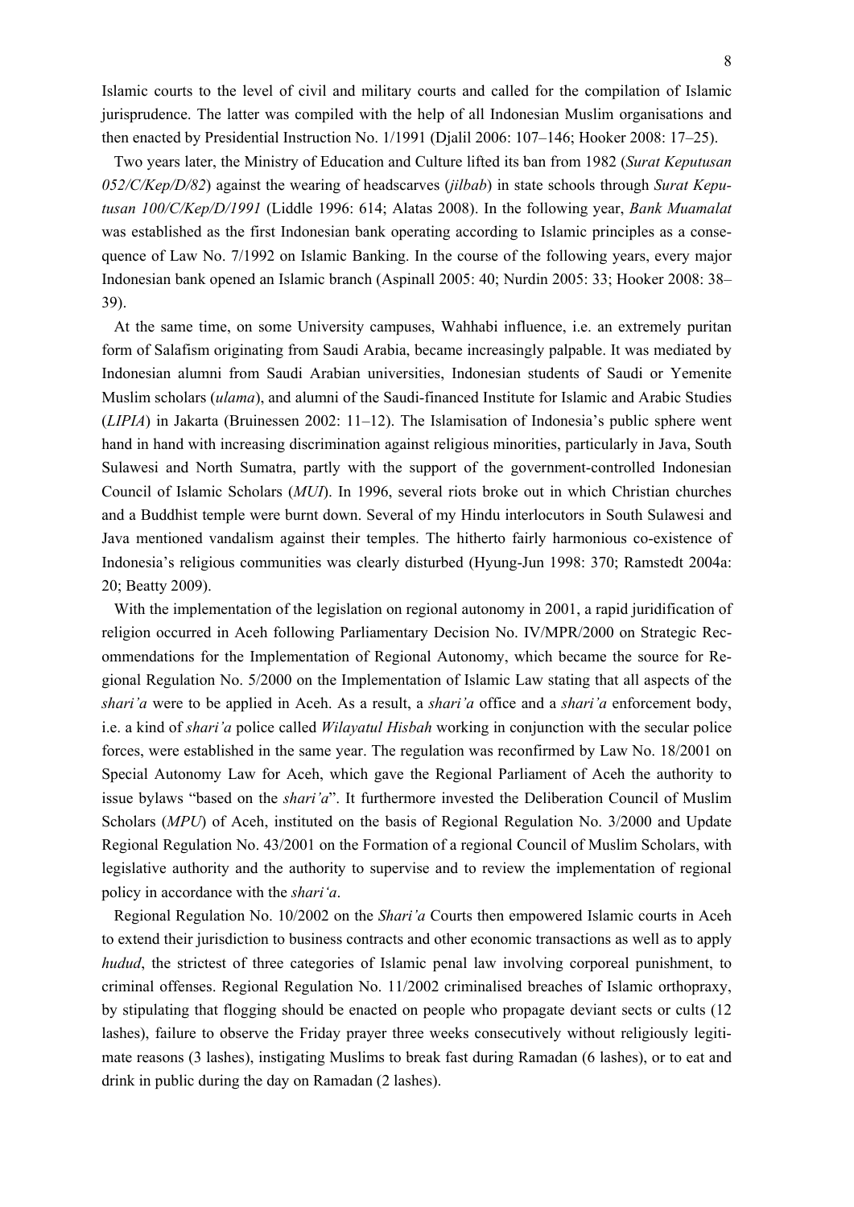Islamic courts to the level of civil and military courts and called for the compilation of Islamic jurisprudence. The latter was compiled with the help of all Indonesian Muslim organisations and then enacted by Presidential Instruction No. 1/1991 (Djalil 2006: 107–146; Hooker 2008: 17–25).

Two years later, the Ministry of Education and Culture lifted its ban from 1982 (*Surat Keputusan 052/C/Kep/D/82*) against the wearing of headscarves (*jilbab*) in state schools through *Surat Keputusan 100/C/Kep/D/1991* (Liddle 1996: 614; Alatas 2008). In the following year, *Bank Muamalat* was established as the first Indonesian bank operating according to Islamic principles as a consequence of Law No. 7/1992 on Islamic Banking. In the course of the following years, every major Indonesian bank opened an Islamic branch (Aspinall 2005: 40; Nurdin 2005: 33; Hooker 2008: 38–39).

At the same time, on some University campuses, Wahhabi influence, i.e. an extremely puritan form of Salafism originating from Saudi Arabia, became increasingly palpable. It was mediated by Indonesian alumni from Saudi Arabian universities, Indonesian students of Saudi or Yemenite Muslim scholars (*ulama*), and alumni of the Saudi-financed Institute for Islamic and Arabic Studies (*LIPIA*) in Jakarta (Bruinessen 2002: 11–12). The Islamisation of Indonesia's public sphere went hand in hand with increasing discrimination against religious minorities, particularly in Java, South Sulawesi and North Sumatra, partly with the support of the government-controlled Indonesian Council of Islamic Scholars (*MUI*). In 1996, several riots broke out in which Christian churches and a Buddhist temple were burnt down. Several of my Hindu interlocutors in South Sulawesi and Java mentioned vandalism against their temples. The hitherto fairly harmonious co-existence of Indonesia's religious communities was clearly disturbed (Hyung-Jun 1998: 370; Ramstedt 2004a: 20; Beatty 2009).

With the implementation of the legislation on regional autonomy in 2001, a rapid juridification of religion occurred in Aceh following Parliamentary Decision No. IV/MPR/2000 on Strategic Recommendations for the Implementation of Regional Autonomy, which became the source for Regional Regulation No. 5/2000 on the Implementation of Islamic Law stating that all aspects of the *shari'a* were to be applied in Aceh. As a result, a *shari'a* office and a *shari'a* enforcement body, i.e. a kind of *shari'a* police called *Wilayatul Hisbah* working in conjunction with the secular police forces, were established in the same year. The regulation was reconfirmed by Law No. 18/2001 on Special Autonomy Law for Aceh, which gave the Regional Parliament of Aceh the authority to issue bylaws "based on the *shari'a*". It furthermore invested the Deliberation Council of Muslim Scholars (*MPU*) of Aceh, instituted on the basis of Regional Regulation No. 3/2000 and Update Regional Regulation No. 43/2001 on the Formation of a regional Council of Muslim Scholars, with legislative authority and the authority to supervise and to review the implementation of regional policy in accordance with the *shari'a*.

Regional Regulation No. 10/2002 on the *Shari'a* Courts then empowered Islamic courts in Aceh to extend their jurisdiction to business contracts and other economic transactions as well as to apply *hudud*, the strictest of three categories of Islamic penal law involving corporeal punishment, to criminal offenses. Regional Regulation No. 11/2002 criminalised breaches of Islamic orthopraxy, by stipulating that flogging should be enacted on people who propagate deviant sects or cults (12 lashes), failure to observe the Friday prayer three weeks consecutively without religiously legitimate reasons (3 lashes), instigating Muslims to break fast during Ramadan (6 lashes), or to eat and drink in public during the day on Ramadan (2 lashes).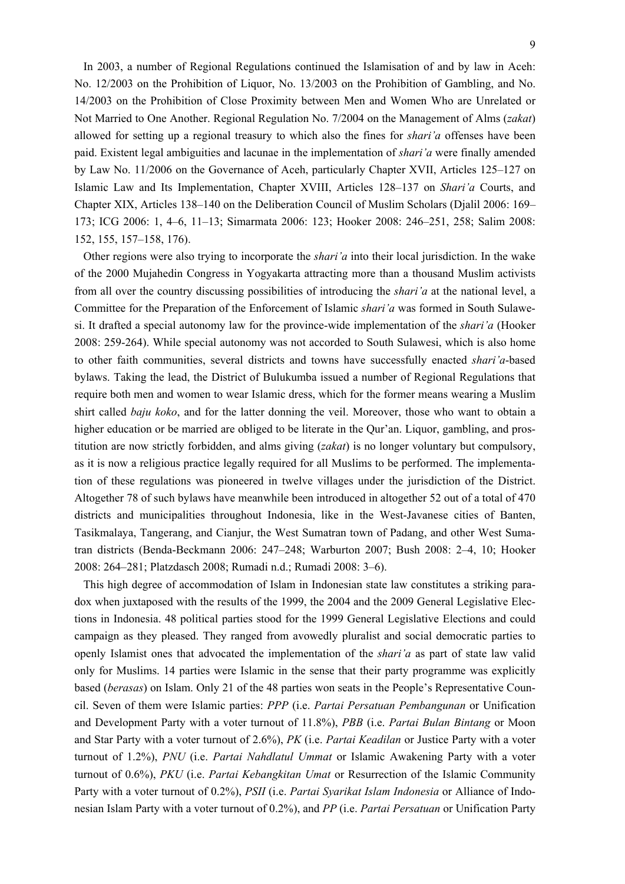In 2003, a number of Regional Regulations continued the Islamisation of and by law in Aceh: No. 12/2003 on the Prohibition of Liquor, No. 13/2003 on the Prohibition of Gambling, and No. 14/2003 on the Prohibition of Close Proximity between Men and Women Who are Unrelated or Not Married to One Another. Regional Regulation No. 7/2004 on the Management of Alms (*zakat*) allowed for setting up a regional treasury to which also the fines for *shari'a* offenses have been paid. Existent legal ambiguities and lacunae in the implementation of *shari'a* were finally amended by Law No. 11/2006 on the Governance of Aceh, particularly Chapter XVII, Articles 125–127 on Islamic Law and Its Implementation, Chapter XVIII, Articles 128–137 on *Shari'a* Courts, and Chapter XIX, Articles 138–140 on the Deliberation Council of Muslim Scholars (Djalil 2006: 169–173; ICG 2006: 1, 4–6, 11–13; Simarmata 2006: 123; Hooker 2008: 246–251, 258; Salim 2008: 152, 155, 157–158, 176).

Other regions were also trying to incorporate the *shari'a* into their local jurisdiction. In the wake of the 2000 Mujahedin Congress in Yogyakarta attracting more than a thousand Muslim activists from all over the country discussing possibilities of introducing the *shari'a* at the national level, a Committee for the Preparation of the Enforcement of Islamic *shari'a* was formed in South Sulawesi. It drafted a special autonomy law for the province-wide implementation of the *shari'a* (Hooker 2008: 259-264). While special autonomy was not accorded to South Sulawesi, which is also home to other faith communities, several districts and towns have successfully enacted *shari'a*-based bylaws. Taking the lead, the District of Bulukumba issued a number of Regional Regulations that require both men and women to wear Islamic dress, which for the former means wearing a Muslim shirt called *baju koko*, and for the latter donning the veil. Moreover, those who want to obtain a higher education or be married are obliged to be literate in the Qur'an. Liquor, gambling, and prostitution are now strictly forbidden, and alms giving (*zakat*) is no longer voluntary but compulsory, as it is now a religious practice legally required for all Muslims to be performed. The implementation of these regulations was pioneered in twelve villages under the jurisdiction of the District. Altogether 78 of such bylaws have meanwhile been introduced in altogether 52 out of a total of 470 districts and municipalities throughout Indonesia, like in the West-Javanese cities of Banten, Tasikmalaya, Tangerang, and Cianjur, the West Sumatran town of Padang, and other West Sumatran districts (Benda-Beckmann 2006: 247–248; Warburton 2007; Bush 2008: 2–4, 10; Hooker 2008: 264–281; Platzdasch 2008; Rumadi n.d.; Rumadi 2008: 3–6).

This high degree of accommodation of Islam in Indonesian state law constitutes a striking paradox when juxtaposed with the results of the 1999, the 2004 and the 2009 General Legislative Elections in Indonesia. 48 political parties stood for the 1999 General Legislative Elections and could campaign as they pleased. They ranged from avowedly pluralist and social democratic parties to openly Islamist ones that advocated the implementation of the *shari'a* as part of state law valid only for Muslims. 14 parties were Islamic in the sense that their party programme was explicitly based (*berasas*) on Islam. Only 21 of the 48 parties won seats in the People's Representative Council. Seven of them were Islamic parties: *PPP* (i.e. *Partai Persatuan Pembangunan* or Unification and Development Party with a voter turnout of 11.8%), *PBB* (i.e. *Partai Bulan Bintang* or Moon and Star Party with a voter turnout of 2.6%), *PK* (i.e. *Partai Keadilan* or Justice Party with a voter turnout of 1.2%), *PNU* (i.e. *Partai Nahdlatul Ummat* or Islamic Awakening Party with a voter turnout of 0.6%), *PKU* (i.e. *Partai Kebangkitan Umat* or Resurrection of the Islamic Community Party with a voter turnout of 0.2%), *PSII* (i.e. *Partai Syarikat Islam Indonesia* or Alliance of Indonesian Islam Party with a voter turnout of 0.2%), and *PP* (i.e. *Partai Persatuan* or Unification Party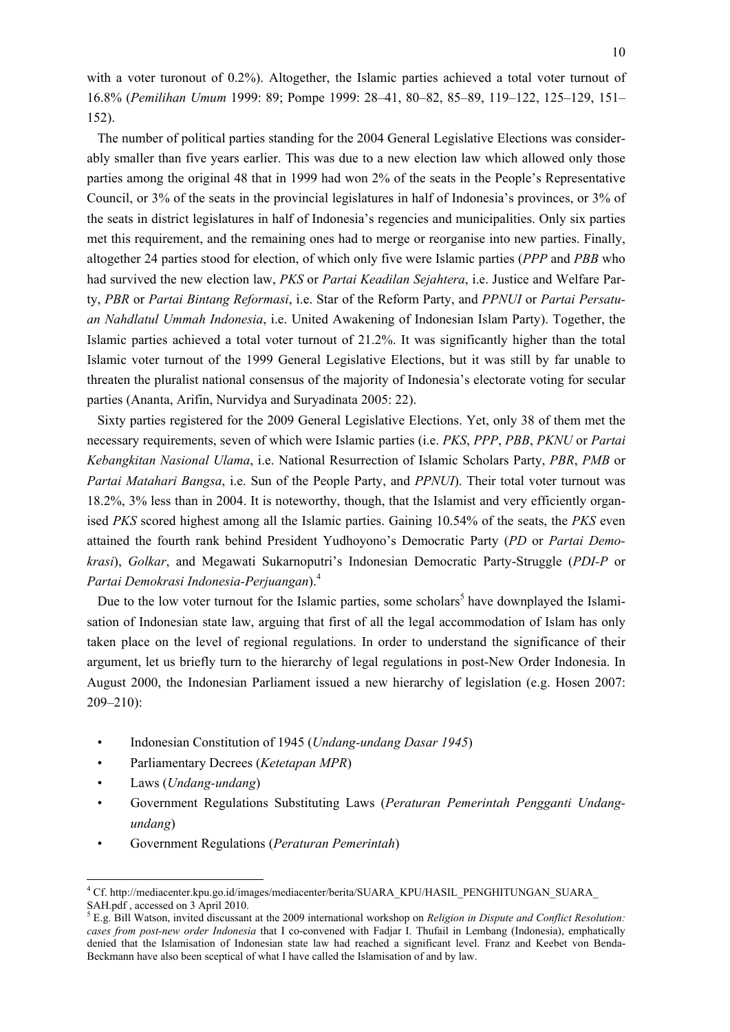with a voter turonout of 0.2%). Altogether, the Islamic parties achieved a total voter turnout of 16.8% (*Pemilihan Umum* 1999: 89; Pompe 1999: 28–41, 80–82, 85–89, 119–122, 125–129, 151–152).

The number of political parties standing for the 2004 General Legislative Elections was considerably smaller than five years earlier. This was due to a new election law which allowed only those parties among the original 48 that in 1999 had won 2% of the seats in the People's Representative Council, or 3% of the seats in the provincial legislatures in half of Indonesia's provinces, or 3% of the seats in district legislatures in half of Indonesia's regencies and municipalities. Only six parties met this requirement, and the remaining ones had to merge or reorganise into new parties. Finally, altogether 24 parties stood for election, of which only five were Islamic parties (*PPP* and *PBB* who had survived the new election law, *PKS* or *Partai Keadilan Sejahtera*, i.e. Justice and Welfare Party, *PBR* or *Partai Bintang Reformasi*, i.e. Star of the Reform Party, and *PPNUI* or *Partai Persatuan Nahdlatul Ummah Indonesia*, i.e. United Awakening of Indonesian Islam Party). Together, the Islamic parties achieved a total voter turnout of 21.2%. It was significantly higher than the total Islamic voter turnout of the 1999 General Legislative Elections, but it was still by far unable to threaten the pluralist national consensus of the majority of Indonesia's electorate voting for secular parties (Ananta, Arifin, Nurvidya and Suryadinata 2005: 22).

Sixty parties registered for the 2009 General Legislative Elections. Yet, only 38 of them met the necessary requirements, seven of which were Islamic parties (i.e. *PKS*, *PPP*, *PBB*, *PKNU* or *Partai Kebangkitan Nasional Ulama*, i.e. National Resurrection of Islamic Scholars Party, *PBR*, *PMB* or *Partai Matahari Bangsa*, i.e. Sun of the People Party, and *PPNUI*). Their total voter turnout was 18.2%, 3% less than in 2004. It is noteworthy, though, that the Islamist and very efficiently organised *PKS* scored highest among all the Islamic parties. Gaining 10.54% of the seats, the *PKS* even attained the fourth rank behind President Yudhoyono's Democratic Party (*PD* or *Partai Demokrasi*), *Golkar*, and Megawati Sukarnoputri's Indonesian Democratic Party-Struggle (*PDI-P* or *Partai Demokrasi Indonesia-Perjuangan*).[4]

Due to the low voter turnout for the Islamic parties, some scholars[5] have downplayed the Islamisation of Indonesian state law, arguing that first of all the legal accommodation of Islam has only taken place on the level of regional regulations. In order to understand the significance of their argument, let us briefly turn to the hierarchy of legal regulations in post-New Order Indonesia. In August 2000, the Indonesian Parliament issued a new hierarchy of legislation (e.g. Hosen 2007: 209–210):

- Indonesian Constitution of 1945 (*Undang-undang Dasar 1945*)
- Parliamentary Decrees (*Ketetapan MPR*)
- Laws (*Undang-undang*)
- Government Regulations Substituting Laws (*Peraturan Pemerintah Pengganti Undang-undang*)
- Government Regulations (*Peraturan Pemerintah*)

---

[4] Cf. http://mediacenter.kpu.go.id/images/mediacenter/berita/SUARA_KPU/HASIL_PENGHITUNGAN_SUARA_SAH.pdf , accessed on 3 April 2010.

[5] E.g. Bill Watson, invited discussant at the 2009 international workshop on *Religion in Dispute and Conflict Resolution: cases from post-new order Indonesia* that I co-convened with Fadjar I. Thufail in Lembang (Indonesia), emphatically denied that the Islamisation of Indonesian state law had reached a significant level. Franz and Keebet von Benda-Beckmann have also been sceptical of what I have called the Islamisation of and by law.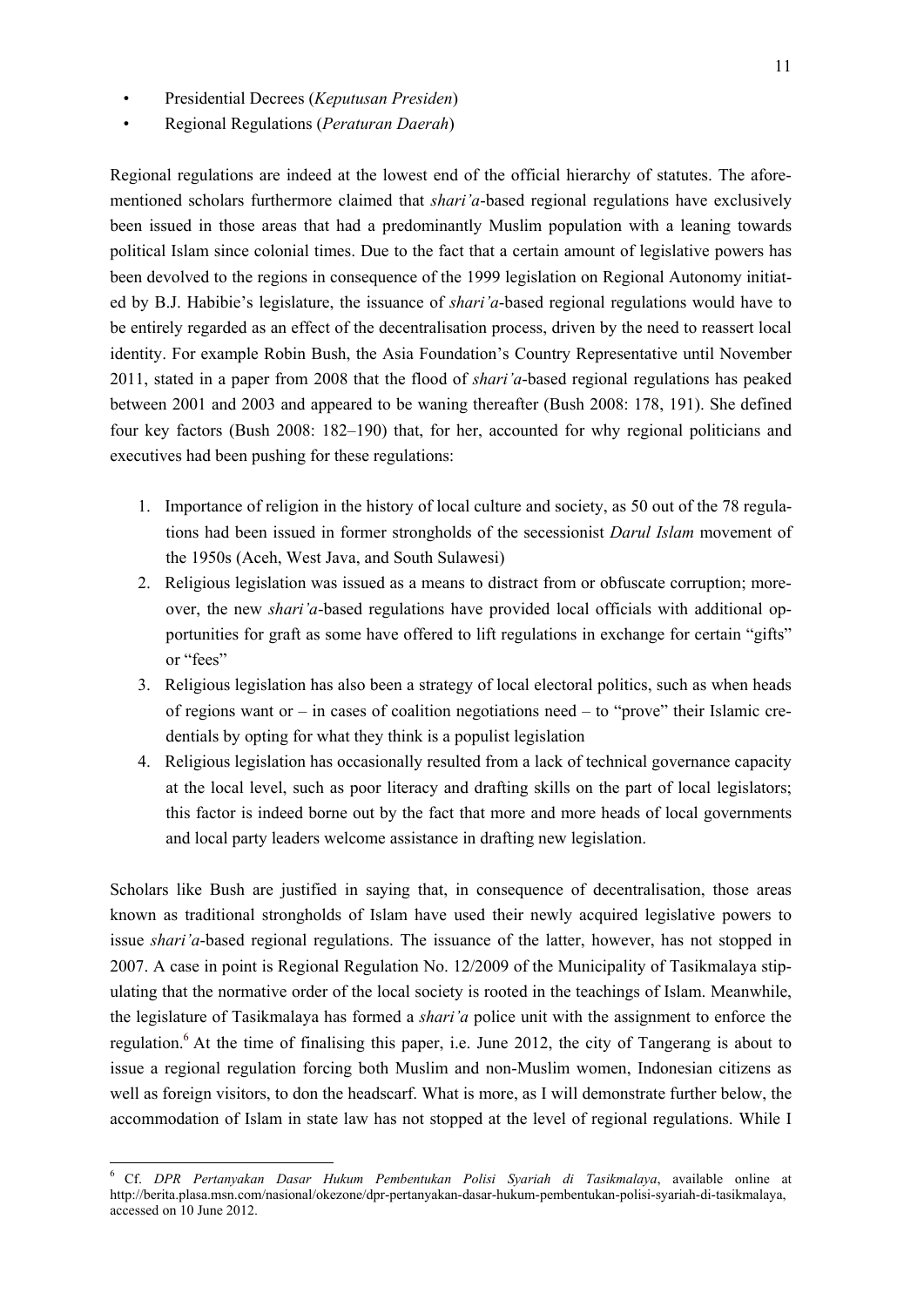- Presidential Decrees (*Keputusan Presiden*)
- Regional Regulations (*Peraturan Daerah*)

Regional regulations are indeed at the lowest end of the official hierarchy of statutes. The aforementioned scholars furthermore claimed that *shari'a*-based regional regulations have exclusively been issued in those areas that had a predominantly Muslim population with a leaning towards political Islam since colonial times. Due to the fact that a certain amount of legislative powers has been devolved to the regions in consequence of the 1999 legislation on Regional Autonomy initiated by B.J. Habibie's legislature, the issuance of *shari'a*-based regional regulations would have to be entirely regarded as an effect of the decentralisation process, driven by the need to reassert local identity. For example Robin Bush, the Asia Foundation's Country Representative until November 2011, stated in a paper from 2008 that the flood of *shari'a*-based regional regulations has peaked between 2001 and 2003 and appeared to be waning thereafter (Bush 2008: 178, 191). She defined four key factors (Bush 2008: 182–190) that, for her, accounted for why regional politicians and executives had been pushing for these regulations:

1. Importance of religion in the history of local culture and society, as 50 out of the 78 regulations had been issued in former strongholds of the secessionist *Darul Islam* movement of the 1950s (Aceh, West Java, and South Sulawesi)
2. Religious legislation was issued as a means to distract from or obfuscate corruption; moreover, the new *shari'a*-based regulations have provided local officials with additional opportunities for graft as some have offered to lift regulations in exchange for certain "gifts" or "fees"
3. Religious legislation has also been a strategy of local electoral politics, such as when heads of regions want or – in cases of coalition negotiations need – to "prove" their Islamic credentials by opting for what they think is a populist legislation
4. Religious legislation has occasionally resulted from a lack of technical governance capacity at the local level, such as poor literacy and drafting skills on the part of local legislators; this factor is indeed borne out by the fact that more and more heads of local governments and local party leaders welcome assistance in drafting new legislation.

Scholars like Bush are justified in saying that, in consequence of decentralisation, those areas known as traditional strongholds of Islam have used their newly acquired legislative powers to issue *shari'a*-based regional regulations. The issuance of the latter, however, has not stopped in 2007. A case in point is Regional Regulation No. 12/2009 of the Municipality of Tasikmalaya stipulating that the normative order of the local society is rooted in the teachings of Islam. Meanwhile, the legislature of Tasikmalaya has formed a *shari'a* police unit with the assignment to enforce the regulation.[6] At the time of finalising this paper, i.e. June 2012, the city of Tangerang is about to issue a regional regulation forcing both Muslim and non-Muslim women, Indonesian citizens as well as foreign visitors, to don the headscarf. What is more, as I will demonstrate further below, the accommodation of Islam in state law has not stopped at the level of regional regulations. While I

---

[6] Cf. *DPR Pertanyakan Dasar Hukum Pembentukan Polisi Syariah di Tasikmalaya*, available online at http://berita.plasa.msn.com/nasional/okezone/dpr-pertanyakan-dasar-hukum-pembentukan-polisi-syariah-di-tasikmalaya, accessed on 10 June 2012.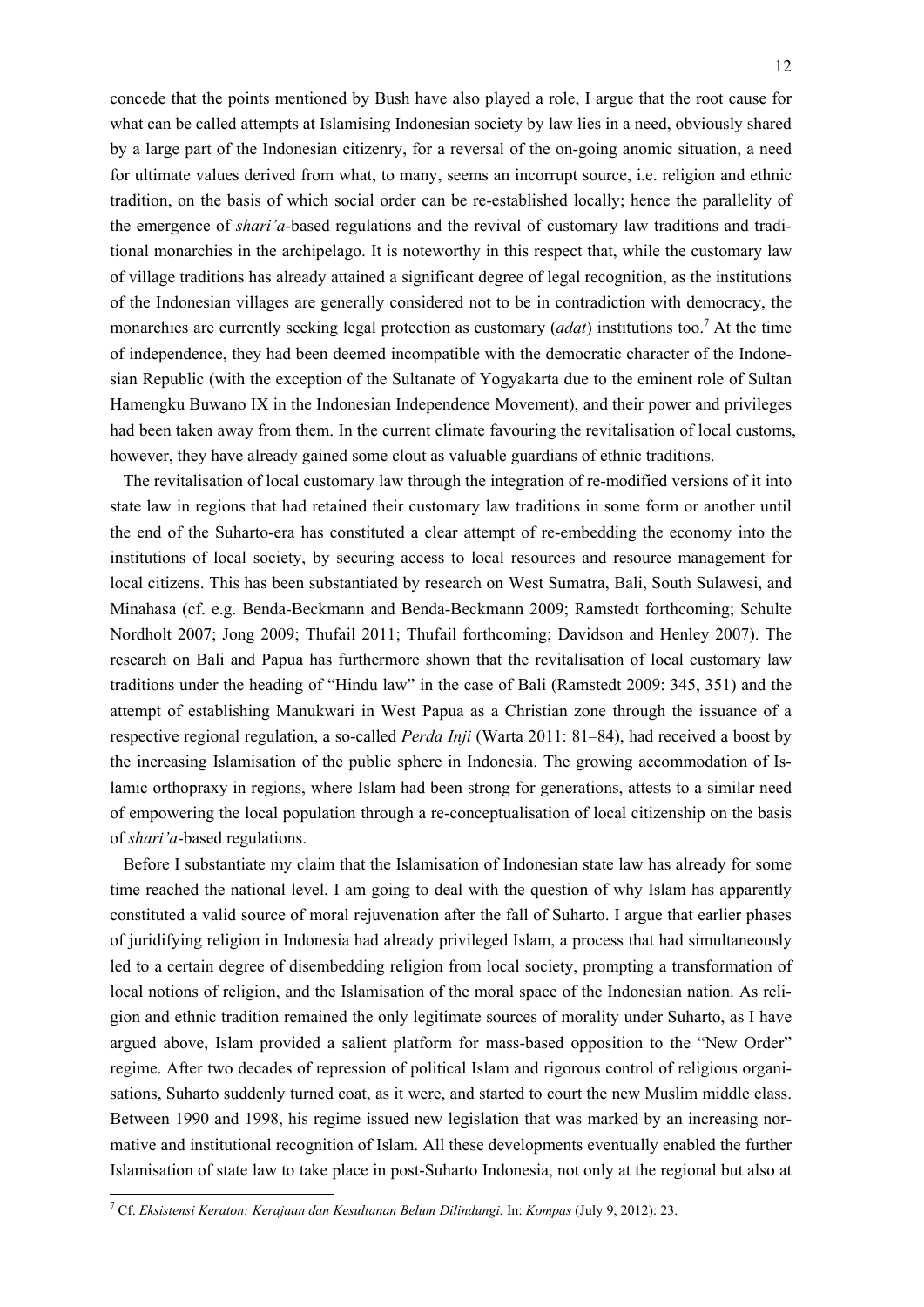concede that the points mentioned by Bush have also played a role, I argue that the root cause for what can be called attempts at Islamising Indonesian society by law lies in a need, obviously shared by a large part of the Indonesian citizenry, for a reversal of the on-going anomic situation, a need for ultimate values derived from what, to many, seems an incorrupt source, i.e. religion and ethnic tradition, on the basis of which social order can be re-established locally; hence the parallelity of the emergence of *shari'a*-based regulations and the revival of customary law traditions and traditional monarchies in the archipelago. It is noteworthy in this respect that, while the customary law of village traditions has already attained a significant degree of legal recognition, as the institutions of the Indonesian villages are generally considered not to be in contradiction with democracy, the monarchies are currently seeking legal protection as customary (*adat*) institutions too.[7] At the time of independence, they had been deemed incompatible with the democratic character of the Indonesian Republic (with the exception of the Sultanate of Yogyakarta due to the eminent role of Sultan Hamengku Buwano IX in the Indonesian Independence Movement), and their power and privileges had been taken away from them. In the current climate favouring the revitalisation of local customs, however, they have already gained some clout as valuable guardians of ethnic traditions.

The revitalisation of local customary law through the integration of re-modified versions of it into state law in regions that had retained their customary law traditions in some form or another until the end of the Suharto-era has constituted a clear attempt of re-embedding the economy into the institutions of local society, by securing access to local resources and resource management for local citizens. This has been substantiated by research on West Sumatra, Bali, South Sulawesi, and Minahasa (cf. e.g. Benda-Beckmann and Benda-Beckmann 2009; Ramstedt forthcoming; Schulte Nordholt 2007; Jong 2009; Thufail 2011; Thufail forthcoming; Davidson and Henley 2007). The research on Bali and Papua has furthermore shown that the revitalisation of local customary law traditions under the heading of "Hindu law" in the case of Bali (Ramstedt 2009: 345, 351) and the attempt of establishing Manukwari in West Papua as a Christian zone through the issuance of a respective regional regulation, a so-called *Perda Injil* (Warta 2011: 81–84), had received a boost by the increasing Islamisation of the public sphere in Indonesia. The growing accommodation of Islamic orthopraxy in regions, where Islam had been strong for generations, attests to a similar need of empowering the local population through a re-conceptualisation of local citizenship on the basis of *shari'a*-based regulations.

Before I substantiate my claim that the Islamisation of Indonesian state law has already for some time reached the national level, I am going to deal with the question of why Islam has apparently constituted a valid source of moral rejuvenation after the fall of Suharto. I argue that earlier phases of juridifying religion in Indonesia had already privileged Islam, a process that had simultaneously led to a certain degree of disembedding religion from local society, prompting a transformation of local notions of religion, and the Islamisation of the moral space of the Indonesian nation. As religion and ethnic tradition remained the only legitimate sources of morality under Suharto, as I have argued above, Islam provided a salient platform for mass-based opposition to the "New Order" regime. After two decades of repression of political Islam and rigorous control of religious organisations, Suharto suddenly turned coat, as it were, and started to court the new Muslim middle class. Between 1990 and 1998, his regime issued new legislation that was marked by an increasing normative and institutional recognition of Islam. All these developments eventually enabled the further Islamisation of state law to take place in post-Suharto Indonesia, not only at the regional but also at

---

[7] Cf. *Eksistensi Keraton: Kerajaan dan Kesultanan Belum Dilindungi.* In: *Kompas* (July 9, 2012): 23.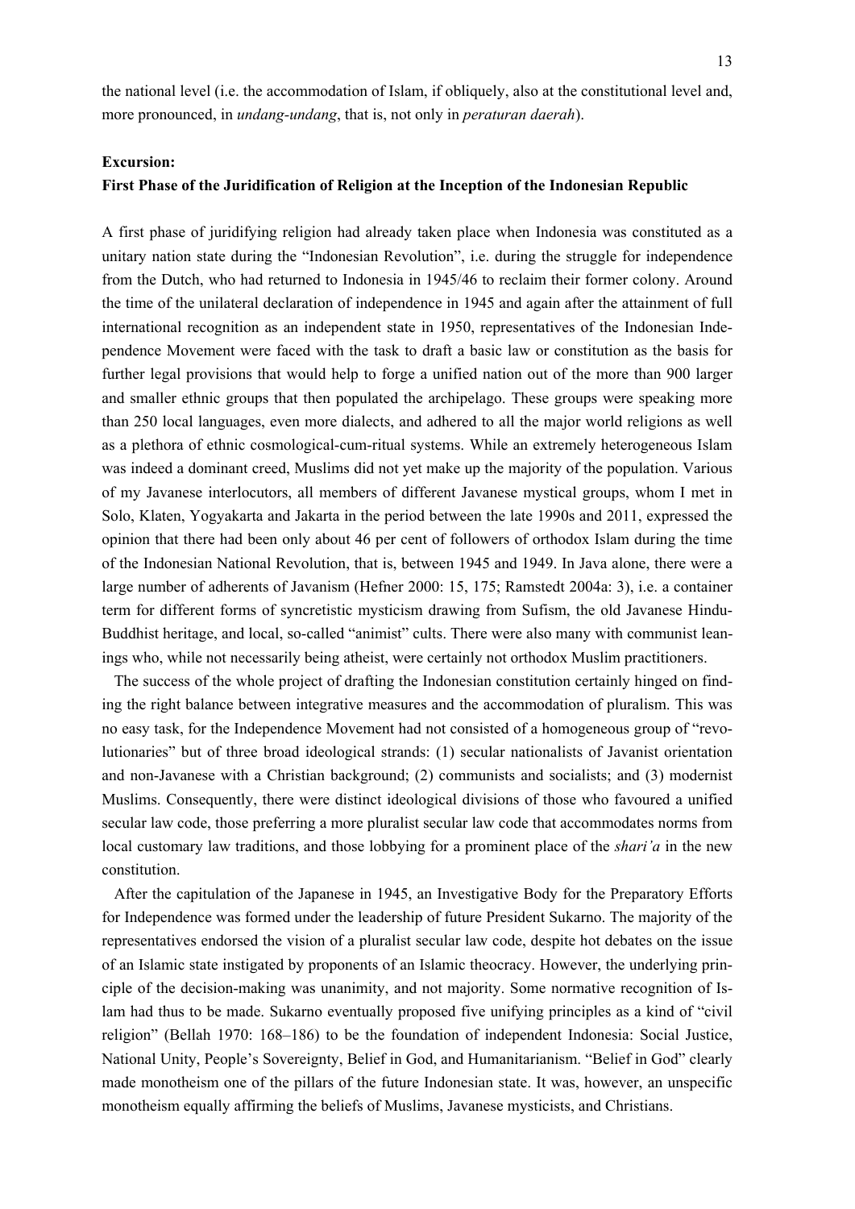the national level (i.e. the accommodation of Islam, if obliquely, also at the constitutional level and, more pronounced, in *undang-undang*, that is, not only in *peraturan daerah*).

**Excursion:**
**First Phase of the Juridification of Religion at the Inception of the Indonesian Republic**

A first phase of juridifying religion had already taken place when Indonesia was constituted as a unitary nation state during the "Indonesian Revolution", i.e. during the struggle for independence from the Dutch, who had returned to Indonesia in 1945/46 to reclaim their former colony. Around the time of the unilateral declaration of independence in 1945 and again after the attainment of full international recognition as an independent state in 1950, representatives of the Indonesian Independence Movement were faced with the task to draft a basic law or constitution as the basis for further legal provisions that would help to forge a unified nation out of the more than 900 larger and smaller ethnic groups that then populated the archipelago. These groups were speaking more than 250 local languages, even more dialects, and adhered to all the major world religions as well as a plethora of ethnic cosmological-cum-ritual systems. While an extremely heterogeneous Islam was indeed a dominant creed, Muslims did not yet make up the majority of the population. Various of my Javanese interlocutors, all members of different Javanese mystical groups, whom I met in Solo, Klaten, Yogyakarta and Jakarta in the period between the late 1990s and 2011, expressed the opinion that there had been only about 46 per cent of followers of orthodox Islam during the time of the Indonesian National Revolution, that is, between 1945 and 1949. In Java alone, there were a large number of adherents of Javanism (Hefner 2000: 15, 175; Ramstedt 2004a: 3), i.e. a container term for different forms of syncretistic mysticism drawing from Sufism, the old Javanese Hindu-Buddhist heritage, and local, so-called "animist" cults. There were also many with communist leanings who, while not necessarily being atheist, were certainly not orthodox Muslim practitioners.

The success of the whole project of drafting the Indonesian constitution certainly hinged on finding the right balance between integrative measures and the accommodation of pluralism. This was no easy task, for the Independence Movement had not consisted of a homogeneous group of "revolutionaries" but of three broad ideological strands: (1) secular nationalists of Javanist orientation and non-Javanese with a Christian background; (2) communists and socialists; and (3) modernist Muslims. Consequently, there were distinct ideological divisions of those who favoured a unified secular law code, those preferring a more pluralist secular law code that accommodates norms from local customary law traditions, and those lobbying for a prominent place of the *shari'a* in the new constitution.

After the capitulation of the Japanese in 1945, an Investigative Body for the Preparatory Efforts for Independence was formed under the leadership of future President Sukarno. The majority of the representatives endorsed the vision of a pluralist secular law code, despite hot debates on the issue of an Islamic state instigated by proponents of an Islamic theocracy. However, the underlying principle of the decision-making was unanimity, and not majority. Some normative recognition of Islam had thus to be made. Sukarno eventually proposed five unifying principles as a kind of "civil religion" (Bellah 1970: 168–186) to be the foundation of independent Indonesia: Social Justice, National Unity, People's Sovereignty, Belief in God, and Humanitarianism. "Belief in God" clearly made monotheism one of the pillars of the future Indonesian state. It was, however, an unspecific monotheism equally affirming the beliefs of Muslims, Javanese mysticists, and Christians.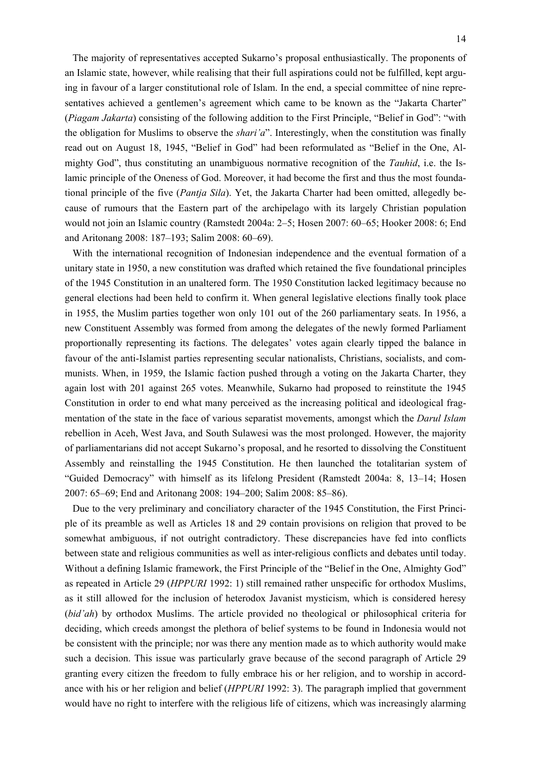The majority of representatives accepted Sukarno's proposal enthusiastically. The proponents of an Islamic state, however, while realising that their full aspirations could not be fulfilled, kept arguing in favour of a larger constitutional role of Islam. In the end, a special committee of nine representatives achieved a gentlemen's agreement which came to be known as the "Jakarta Charter" (*Piagam Jakarta*) consisting of the following addition to the First Principle, "Belief in God": "with the obligation for Muslims to observe the *shari'a*". Interestingly, when the constitution was finally read out on August 18, 1945, "Belief in God" had been reformulated as "Belief in the One, Almighty God", thus constituting an unambiguous normative recognition of the *Tauhid*, i.e. the Islamic principle of the Oneness of God. Moreover, it had become the first and thus the most foundational principle of the five (*Pantja Sila*). Yet, the Jakarta Charter had been omitted, allegedly because of rumours that the Eastern part of the archipelago with its largely Christian population would not join an Islamic country (Ramstedt 2004a: 2–5; Hosen 2007: 60–65; Hooker 2008: 6; End and Aritonang 2008: 187–193; Salim 2008: 60–69).

With the international recognition of Indonesian independence and the eventual formation of a unitary state in 1950, a new constitution was drafted which retained the five foundational principles of the 1945 Constitution in an unaltered form. The 1950 Constitution lacked legitimacy because no general elections had been held to confirm it. When general legislative elections finally took place in 1955, the Muslim parties together won only 101 out of the 260 parliamentary seats. In 1956, a new Constituent Assembly was formed from among the delegates of the newly formed Parliament proportionally representing its factions. The delegates' votes again clearly tipped the balance in favour of the anti-Islamist parties representing secular nationalists, Christians, socialists, and communists. When, in 1959, the Islamic faction pushed through a voting on the Jakarta Charter, they again lost with 201 against 265 votes. Meanwhile, Sukarno had proposed to reinstitute the 1945 Constitution in order to end what many perceived as the increasing political and ideological fragmentation of the state in the face of various separatist movements, amongst which the *Darul Islam* rebellion in Aceh, West Java, and South Sulawesi was the most prolonged. However, the majority of parliamentarians did not accept Sukarno's proposal, and he resorted to dissolving the Constituent Assembly and reinstalling the 1945 Constitution. He then launched the totalitarian system of "Guided Democracy" with himself as its lifelong President (Ramstedt 2004a: 8, 13–14; Hosen 2007: 65–69; End and Aritonang 2008: 194–200; Salim 2008: 85–86).

Due to the very preliminary and conciliatory character of the 1945 Constitution, the First Principle of its preamble as well as Articles 18 and 29 contain provisions on religion that proved to be somewhat ambiguous, if not outright contradictory. These discrepancies have fed into conflicts between state and religious communities as well as inter-religious conflicts and debates until today. Without a defining Islamic framework, the First Principle of the "Belief in the One, Almighty God" as repeated in Article 29 (*HPPURI* 1992: 1) still remained rather unspecific for orthodox Muslims, as it still allowed for the inclusion of heterodox Javanist mysticism, which is considered heresy (*bid'ah*) by orthodox Muslims. The article provided no theological or philosophical criteria for deciding, which creeds amongst the plethora of belief systems to be found in Indonesia would not be consistent with the principle; nor was there any mention made as to which authority would make such a decision. This issue was particularly grave because of the second paragraph of Article 29 granting every citizen the freedom to fully embrace his or her religion, and to worship in accordance with his or her religion and belief (*HPPURI* 1992: 3). The paragraph implied that government would have no right to interfere with the religious life of citizens, which was increasingly alarming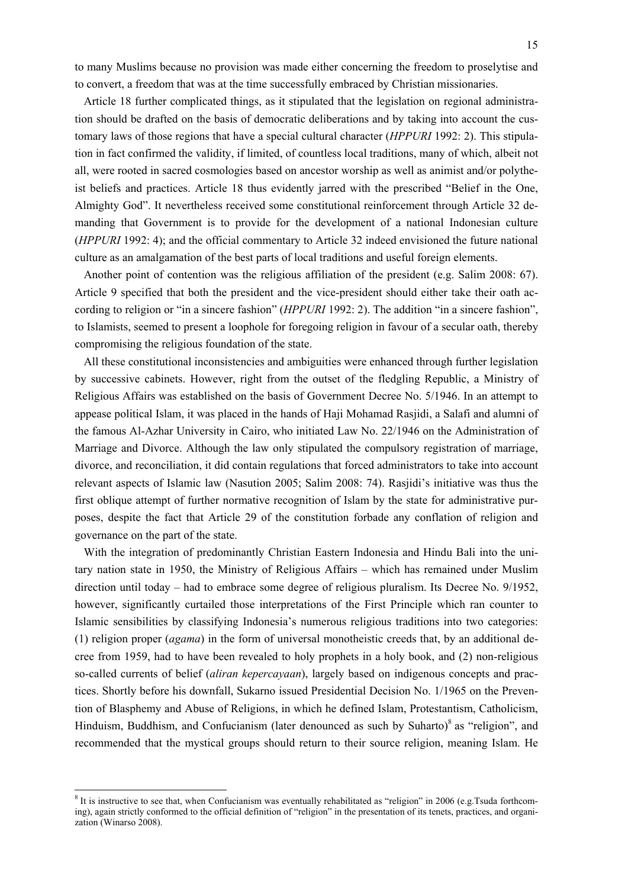to many Muslims because no provision was made either concerning the freedom to proselytise and to convert, a freedom that was at the time successfully embraced by Christian missionaries.

Article 18 further complicated things, as it stipulated that the legislation on regional administration should be drafted on the basis of democratic deliberations and by taking into account the customary laws of those regions that have a special cultural character (*HPPURI* 1992: 2). This stipulation in fact confirmed the validity, if limited, of countless local traditions, many of which, albeit not all, were rooted in sacred cosmologies based on ancestor worship as well as animist and/or polytheist beliefs and practices. Article 18 thus evidently jarred with the prescribed "Belief in the One, Almighty God". It nevertheless received some constitutional reinforcement through Article 32 demanding that Government is to provide for the development of a national Indonesian culture (*HPPURI* 1992: 4); and the official commentary to Article 32 indeed envisioned the future national culture as an amalgamation of the best parts of local traditions and useful foreign elements.

Another point of contention was the religious affiliation of the president (e.g. Salim 2008: 67). Article 9 specified that both the president and the vice-president should either take their oath according to religion or "in a sincere fashion" (*HPPURI* 1992: 2). The addition "in a sincere fashion", to Islamists, seemed to present a loophole for foregoing religion in favour of a secular oath, thereby compromising the religious foundation of the state.

All these constitutional inconsistencies and ambiguities were enhanced through further legislation by successive cabinets. However, right from the outset of the fledgling Republic, a Ministry of Religious Affairs was established on the basis of Government Decree No. 5/1946. In an attempt to appease political Islam, it was placed in the hands of Haji Mohamad Rasjidi, a Salafi and alumni of the famous Al-Azhar University in Cairo, who initiated Law No. 22/1946 on the Administration of Marriage and Divorce. Although the law only stipulated the compulsory registration of marriage, divorce, and reconciliation, it did contain regulations that forced administrators to take into account relevant aspects of Islamic law (Nasution 2005; Salim 2008: 74). Rasjidi's initiative was thus the first oblique attempt of further normative recognition of Islam by the state for administrative purposes, despite the fact that Article 29 of the constitution forbade any conflation of religion and governance on the part of the state.

With the integration of predominantly Christian Eastern Indonesia and Hindu Bali into the unitary nation state in 1950, the Ministry of Religious Affairs – which has remained under Muslim direction until today – had to embrace some degree of religious pluralism. Its Decree No. 9/1952, however, significantly curtailed those interpretations of the First Principle which ran counter to Islamic sensibilities by classifying Indonesia's numerous religious traditions into two categories: (1) religion proper (*agama*) in the form of universal monotheistic creeds that, by an additional decree from 1959, had to have been revealed to holy prophets in a holy book, and (2) non-religious so-called currents of belief (*aliran kepercayaan*), largely based on indigenous concepts and practices. Shortly before his downfall, Sukarno issued Presidential Decision No. 1/1965 on the Prevention of Blasphemy and Abuse of Religions, in which he defined Islam, Protestantism, Catholicism, Hinduism, Buddhism, and Confucianism (later denounced as such by Suharto)[8] as "religion", and recommended that the mystical groups should return to their source religion, meaning Islam. He

[8] It is instructive to see that, when Confucianism was eventually rehabilitated as "religion" in 2006 (e.g.Tsuda forthcoming), again strictly conformed to the official definition of "religion" in the presentation of its tenets, practices, and organization (Winarso 2008).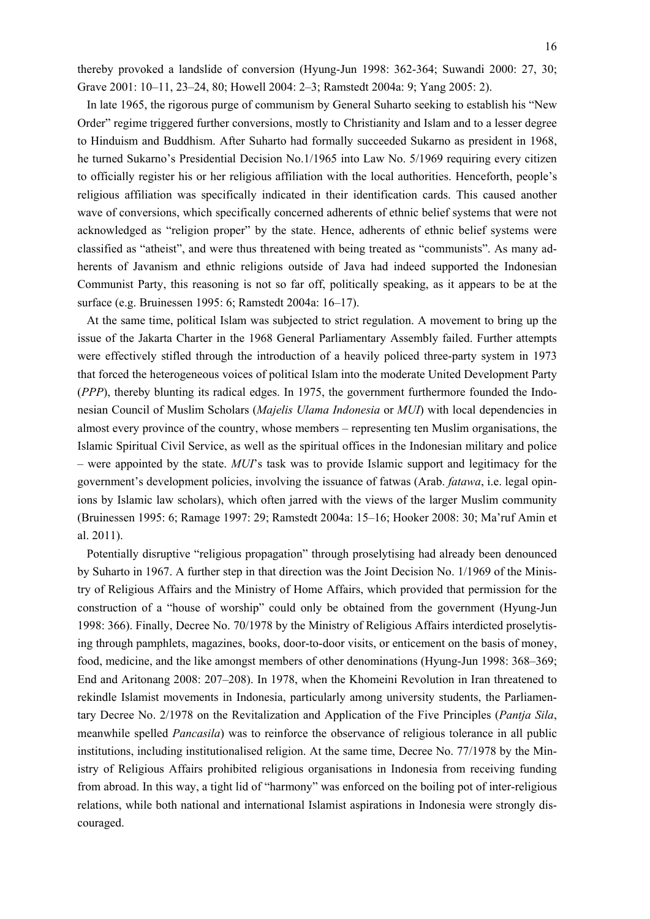thereby provoked a landslide of conversion (Hyung-Jun 1998: 362-364; Suwandi 2000: 27, 30; Grave 2001: 10–11, 23–24, 80; Howell 2004: 2–3; Ramstedt 2004a: 9; Yang 2005: 2).

In late 1965, the rigorous purge of communism by General Suharto seeking to establish his "New Order" regime triggered further conversions, mostly to Christianity and Islam and to a lesser degree to Hinduism and Buddhism. After Suharto had formally succeeded Sukarno as president in 1968, he turned Sukarno's Presidential Decision No.1/1965 into Law No. 5/1969 requiring every citizen to officially register his or her religious affiliation with the local authorities. Henceforth, people's religious affiliation was specifically indicated in their identification cards. This caused another wave of conversions, which specifically concerned adherents of ethnic belief systems that were not acknowledged as "religion proper" by the state. Hence, adherents of ethnic belief systems were classified as "atheist", and were thus threatened with being treated as "communists". As many adherents of Javanism and ethnic religions outside of Java had indeed supported the Indonesian Communist Party, this reasoning is not so far off, politically speaking, as it appears to be at the surface (e.g. Bruinessen 1995: 6; Ramstedt 2004a: 16–17).

At the same time, political Islam was subjected to strict regulation. A movement to bring up the issue of the Jakarta Charter in the 1968 General Parliamentary Assembly failed. Further attempts were effectively stifled through the introduction of a heavily policed three-party system in 1973 that forced the heterogeneous voices of political Islam into the moderate United Development Party (*PPP*), thereby blunting its radical edges. In 1975, the government furthermore founded the Indonesian Council of Muslim Scholars (*Majelis Ulama Indonesia* or *MUI*) with local dependencies in almost every province of the country, whose members – representing ten Muslim organisations, the Islamic Spiritual Civil Service, as well as the spiritual offices in the Indonesian military and police – were appointed by the state. *MUI*'s task was to provide Islamic support and legitimacy for the government's development policies, involving the issuance of fatwas (Arab. *fatawa*, i.e. legal opinions by Islamic law scholars), which often jarred with the views of the larger Muslim community (Bruinessen 1995: 6; Ramage 1997: 29; Ramstedt 2004a: 15–16; Hooker 2008: 30; Ma'ruf Amin et al. 2011).

Potentially disruptive "religious propagation" through proselytising had already been denounced by Suharto in 1967. A further step in that direction was the Joint Decision No. 1/1969 of the Ministry of Religious Affairs and the Ministry of Home Affairs, which provided that permission for the construction of a "house of worship" could only be obtained from the government (Hyung-Jun 1998: 366). Finally, Decree No. 70/1978 by the Ministry of Religious Affairs interdicted proselytising through pamphlets, magazines, books, door-to-door visits, or enticement on the basis of money, food, medicine, and the like amongst members of other denominations (Hyung-Jun 1998: 368–369; End and Aritonang 2008: 207–208). In 1978, when the Khomeini Revolution in Iran threatened to rekindle Islamist movements in Indonesia, particularly among university students, the Parliamentary Decree No. 2/1978 on the Revitalization and Application of the Five Principles (*Pantja Sila*, meanwhile spelled *Pancasila*) was to reinforce the observance of religious tolerance in all public institutions, including institutionalised religion. At the same time, Decree No. 77/1978 by the Ministry of Religious Affairs prohibited religious organisations in Indonesia from receiving funding from abroad. In this way, a tight lid of "harmony" was enforced on the boiling pot of inter-religious relations, while both national and international Islamist aspirations in Indonesia were strongly discouraged.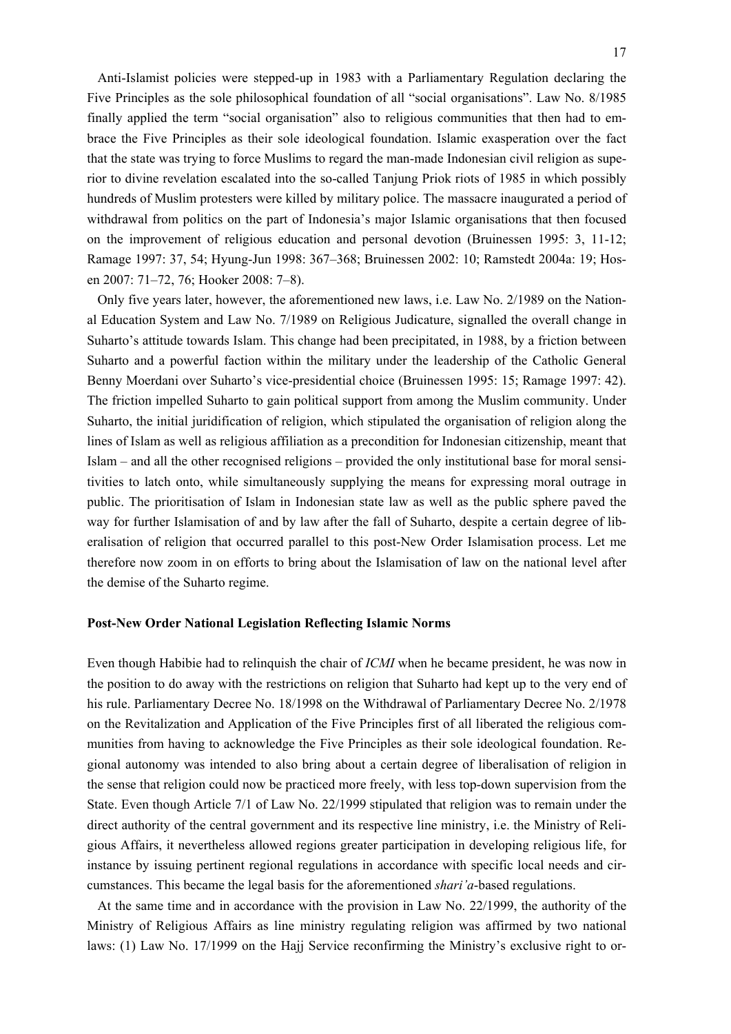Anti-Islamist policies were stepped-up in 1983 with a Parliamentary Regulation declaring the Five Principles as the sole philosophical foundation of all "social organisations". Law No. 8/1985 finally applied the term "social organisation" also to religious communities that then had to embrace the Five Principles as their sole ideological foundation. Islamic exasperation over the fact that the state was trying to force Muslims to regard the man-made Indonesian civil religion as superior to divine revelation escalated into the so-called Tanjung Priok riots of 1985 in which possibly hundreds of Muslim protesters were killed by military police. The massacre inaugurated a period of withdrawal from politics on the part of Indonesia's major Islamic organisations that then focused on the improvement of religious education and personal devotion (Bruinessen 1995: 3, 11-12; Ramage 1997: 37, 54; Hyung-Jun 1998: 367–368; Bruinessen 2002: 10; Ramstedt 2004a: 19; Hosen 2007: 71–72, 76; Hooker 2008: 7–8).

Only five years later, however, the aforementioned new laws, i.e. Law No. 2/1989 on the National Education System and Law No. 7/1989 on Religious Judicature, signalled the overall change in Suharto's attitude towards Islam. This change had been precipitated, in 1988, by a friction between Suharto and a powerful faction within the military under the leadership of the Catholic General Benny Moerdani over Suharto's vice-presidential choice (Bruinessen 1995: 15; Ramage 1997: 42). The friction impelled Suharto to gain political support from among the Muslim community. Under Suharto, the initial juridification of religion, which stipulated the organisation of religion along the lines of Islam as well as religious affiliation as a precondition for Indonesian citizenship, meant that Islam – and all the other recognised religions – provided the only institutional base for moral sensitivities to latch onto, while simultaneously supplying the means for expressing moral outrage in public. The prioritisation of Islam in Indonesian state law as well as the public sphere paved the way for further Islamisation of and by law after the fall of Suharto, despite a certain degree of liberalisation of religion that occurred parallel to this post-New Order Islamisation process. Let me therefore now zoom in on efforts to bring about the Islamisation of law on the national level after the demise of the Suharto regime.

**Post-New Order National Legislation Reflecting Islamic Norms**

Even though Habibie had to relinquish the chair of *ICMI* when he became president, he was now in the position to do away with the restrictions on religion that Suharto had kept up to the very end of his rule. Parliamentary Decree No. 18/1998 on the Withdrawal of Parliamentary Decree No. 2/1978 on the Revitalization and Application of the Five Principles first of all liberated the religious communities from having to acknowledge the Five Principles as their sole ideological foundation. Regional autonomy was intended to also bring about a certain degree of liberalisation of religion in the sense that religion could now be practiced more freely, with less top-down supervision from the State. Even though Article 7/1 of Law No. 22/1999 stipulated that religion was to remain under the direct authority of the central government and its respective line ministry, i.e. the Ministry of Religious Affairs, it nevertheless allowed regions greater participation in developing religious life, for instance by issuing pertinent regional regulations in accordance with specific local needs and circumstances. This became the legal basis for the aforementioned *shari'a*-based regulations.

At the same time and in accordance with the provision in Law No. 22/1999, the authority of the Ministry of Religious Affairs as line ministry regulating religion was affirmed by two national laws: (1) Law No. 17/1999 on the Hajj Service reconfirming the Ministry's exclusive right to or-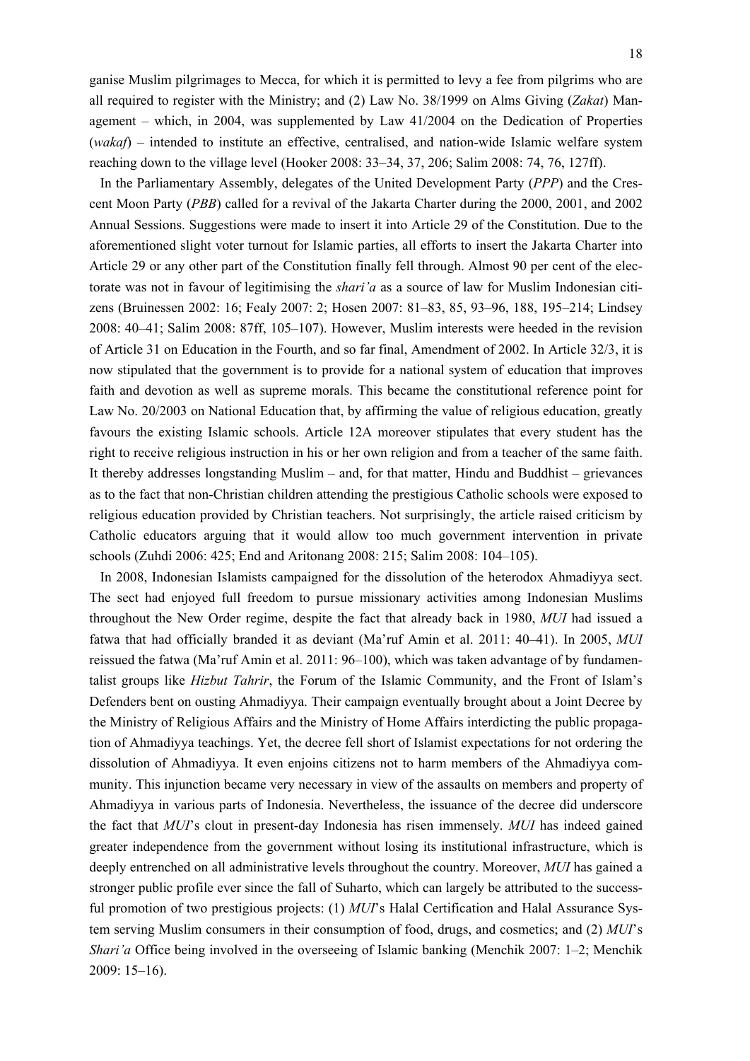ganise Muslim pilgrimages to Mecca, for which it is permitted to levy a fee from pilgrims who are all required to register with the Ministry; and (2) Law No. 38/1999 on Alms Giving (*Zakat*) Management – which, in 2004, was supplemented by Law 41/2004 on the Dedication of Properties (*wakaf*) – intended to institute an effective, centralised, and nation-wide Islamic welfare system reaching down to the village level (Hooker 2008: 33–34, 37, 206; Salim 2008: 74, 76, 127ff).

In the Parliamentary Assembly, delegates of the United Development Party (*PPP*) and the Crescent Moon Party (*PBB*) called for a revival of the Jakarta Charter during the 2000, 2001, and 2002 Annual Sessions. Suggestions were made to insert it into Article 29 of the Constitution. Due to the aforementioned slight voter turnout for Islamic parties, all efforts to insert the Jakarta Charter into Article 29 or any other part of the Constitution finally fell through. Almost 90 per cent of the electorate was not in favour of legitimising the *shari'a* as a source of law for Muslim Indonesian citizens (Bruinessen 2002: 16; Fealy 2007: 2; Hosen 2007: 81–83, 85, 93–96, 188, 195–214; Lindsey 2008: 40–41; Salim 2008: 87ff, 105–107). However, Muslim interests were heeded in the revision of Article 31 on Education in the Fourth, and so far final, Amendment of 2002. In Article 32/3, it is now stipulated that the government is to provide for a national system of education that improves faith and devotion as well as supreme morals. This became the constitutional reference point for Law No. 20/2003 on National Education that, by affirming the value of religious education, greatly favours the existing Islamic schools. Article 12A moreover stipulates that every student has the right to receive religious instruction in his or her own religion and from a teacher of the same faith. It thereby addresses longstanding Muslim – and, for that matter, Hindu and Buddhist – grievances as to the fact that non-Christian children attending the prestigious Catholic schools were exposed to religious education provided by Christian teachers. Not surprisingly, the article raised criticism by Catholic educators arguing that it would allow too much government intervention in private schools (Zuhdi 2006: 425; End and Aritonang 2008: 215; Salim 2008: 104–105).

In 2008, Indonesian Islamists campaigned for the dissolution of the heterodox Ahmadiyya sect. The sect had enjoyed full freedom to pursue missionary activities among Indonesian Muslims throughout the New Order regime, despite the fact that already back in 1980, *MUI* had issued a fatwa that had officially branded it as deviant (Ma'ruf Amin et al. 2011: 40–41). In 2005, *MUI* reissued the fatwa (Ma'ruf Amin et al. 2011: 96–100), which was taken advantage of by fundamentalist groups like *Hizbut Tahrir*, the Forum of the Islamic Community, and the Front of Islam's Defenders bent on ousting Ahmadiyya. Their campaign eventually brought about a Joint Decree by the Ministry of Religious Affairs and the Ministry of Home Affairs interdicting the public propagation of Ahmadiyya teachings. Yet, the decree fell short of Islamist expectations for not ordering the dissolution of Ahmadiyya. It even enjoins citizens not to harm members of the Ahmadiyya community. This injunction became very necessary in view of the assaults on members and property of Ahmadiyya in various parts of Indonesia. Nevertheless, the issuance of the decree did underscore the fact that *MUI*'s clout in present-day Indonesia has risen immensely. *MUI* has indeed gained greater independence from the government without losing its institutional infrastructure, which is deeply entrenched on all administrative levels throughout the country. Moreover, *MUI* has gained a stronger public profile ever since the fall of Suharto, which can largely be attributed to the successful promotion of two prestigious projects: (1) *MUI*'s Halal Certification and Halal Assurance System serving Muslim consumers in their consumption of food, drugs, and cosmetics; and (2) *MUI*'s *Shari'a* Office being involved in the overseeing of Islamic banking (Menchik 2007: 1–2; Menchik 2009: 15–16).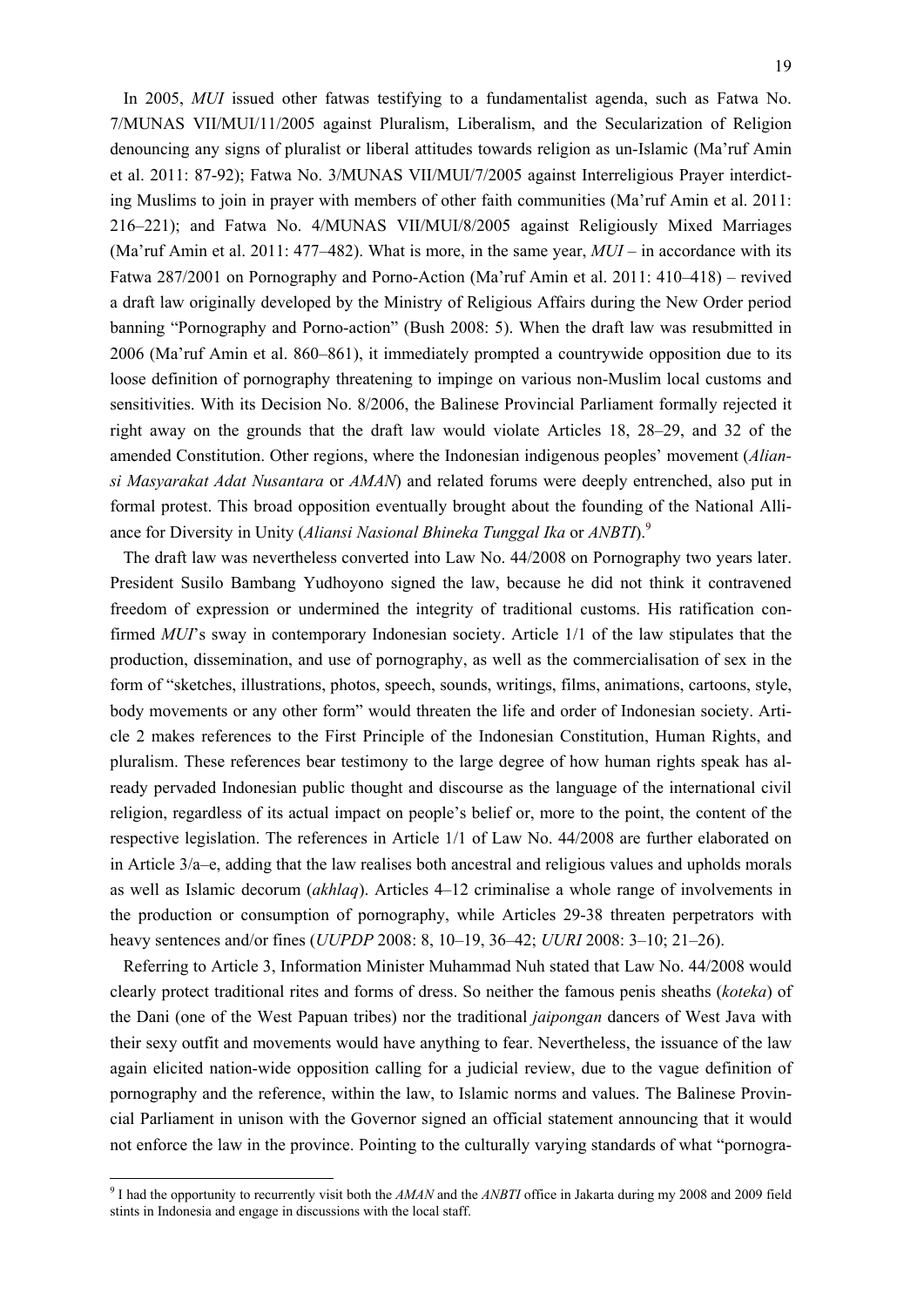In 2005, *MUI* issued other fatwas testifying to a fundamentalist agenda, such as Fatwa No. 7/MUNAS VII/MUI/11/2005 against Pluralism, Liberalism, and the Secularization of Religion denouncing any signs of pluralist or liberal attitudes towards religion as un-Islamic (Ma'ruf Amin et al. 2011: 87-92); Fatwa No. 3/MUNAS VII/MUI/7/2005 against Interreligious Prayer interdicting Muslims to join in prayer with members of other faith communities (Ma'ruf Amin et al. 2011: 216–221); and Fatwa No. 4/MUNAS VII/MUI/8/2005 against Religiously Mixed Marriages (Ma'ruf Amin et al. 2011: 477–482). What is more, in the same year, *MUI* – in accordance with its Fatwa 287/2001 on Pornography and Porno-Action (Ma'ruf Amin et al. 2011: 410–418) – revived a draft law originally developed by the Ministry of Religious Affairs during the New Order period banning "Pornography and Porno-action" (Bush 2008: 5). When the draft law was resubmitted in 2006 (Ma'ruf Amin et al. 860–861), it immediately prompted a countrywide opposition due to its loose definition of pornography threatening to impinge on various non-Muslim local customs and sensitivities. With its Decision No. 8/2006, the Balinese Provincial Parliament formally rejected it right away on the grounds that the draft law would violate Articles 18, 28–29, and 32 of the amended Constitution. Other regions, where the Indonesian indigenous peoples' movement (*Aliansi Masyarakat Adat Nusantara* or *AMAN*) and related forums were deeply entrenched, also put in formal protest. This broad opposition eventually brought about the founding of the National Alliance for Diversity in Unity (*Aliansi Nasional Bhineka Tunggal Ika* or *ANBTI*).[9]

The draft law was nevertheless converted into Law No. 44/2008 on Pornography two years later. President Susilo Bambang Yudhoyono signed the law, because he did not think it contravened freedom of expression or undermined the integrity of traditional customs. His ratification confirmed *MUI*'s sway in contemporary Indonesian society. Article 1/1 of the law stipulates that the production, dissemination, and use of pornography, as well as the commercialisation of sex in the form of "sketches, illustrations, photos, speech, sounds, writings, films, animations, cartoons, style, body movements or any other form" would threaten the life and order of Indonesian society. Article 2 makes references to the First Principle of the Indonesian Constitution, Human Rights, and pluralism. These references bear testimony to the large degree of how human rights speak has already pervaded Indonesian public thought and discourse as the language of the international civil religion, regardless of its actual impact on people's belief or, more to the point, the content of the respective legislation. The references in Article 1/1 of Law No. 44/2008 are further elaborated on in Article 3/a–e, adding that the law realises both ancestral and religious values and upholds morals as well as Islamic decorum (*akhlaq*). Articles 4–12 criminalise a whole range of involvements in the production or consumption of pornography, while Articles 29-38 threaten perpetrators with heavy sentences and/or fines (*UUPDP* 2008: 8, 10–19, 36–42; *UURI* 2008: 3–10; 21–26).

Referring to Article 3, Information Minister Muhammad Nuh stated that Law No. 44/2008 would clearly protect traditional rites and forms of dress. So neither the famous penis sheaths (*koteka*) of the Dani (one of the West Papuan tribes) nor the traditional *jaipongan* dancers of West Java with their sexy outfit and movements would have anything to fear. Nevertheless, the issuance of the law again elicited nation-wide opposition calling for a judicial review, due to the vague definition of pornography and the reference, within the law, to Islamic norms and values. The Balinese Provincial Parliament in unison with the Governor signed an official statement announcing that it would not enforce the law in the province. Pointing to the culturally varying standards of what "pornogra-

[9] I had the opportunity to recurrently visit both the *AMAN* and the *ANBTI* office in Jakarta during my 2008 and 2009 field stints in Indonesia and engage in discussions with the local staff.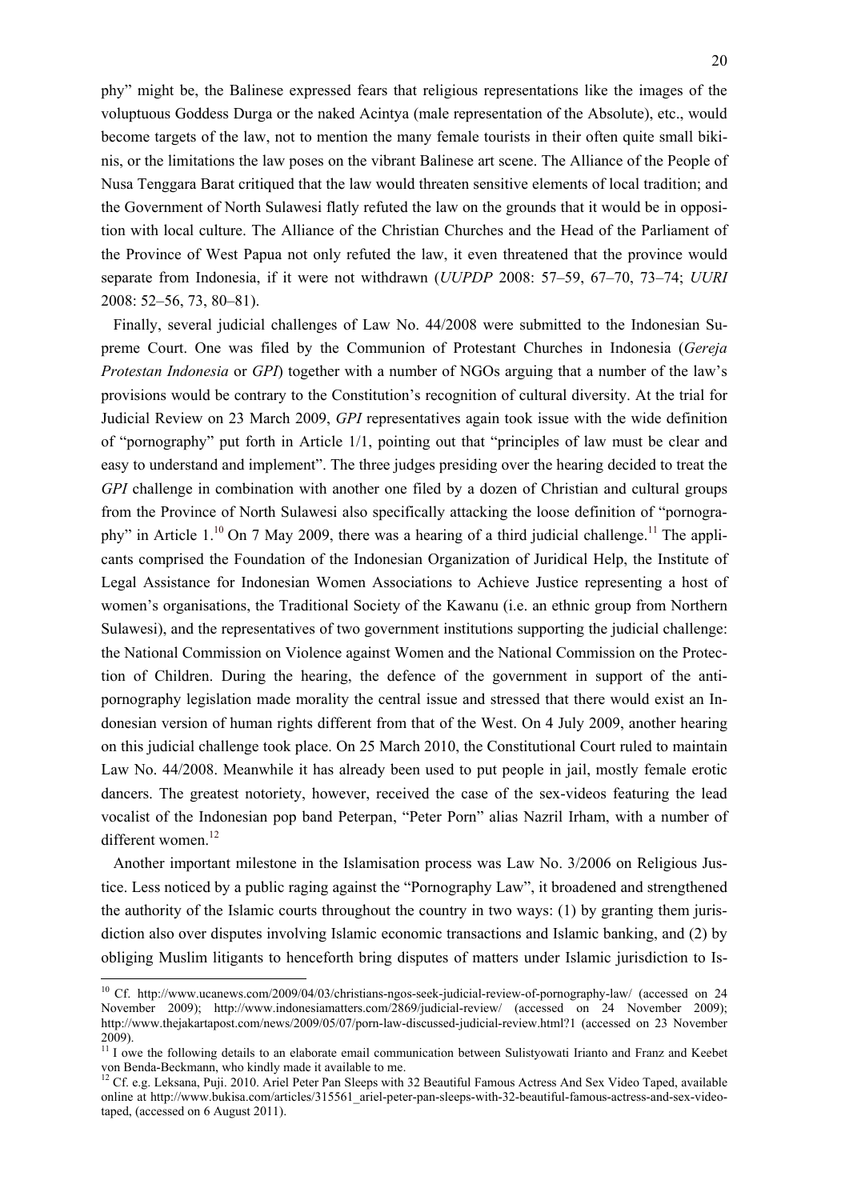phy" might be, the Balinese expressed fears that religious representations like the images of the voluptuous Goddess Durga or the naked Acintya (male representation of the Absolute), etc., would become targets of the law, not to mention the many female tourists in their often quite small bikinis, or the limitations the law poses on the vibrant Balinese art scene. The Alliance of the People of Nusa Tenggara Barat critiqued that the law would threaten sensitive elements of local tradition; and the Government of North Sulawesi flatly refuted the law on the grounds that it would be in opposition with local culture. The Alliance of the Christian Churches and the Head of the Parliament of the Province of West Papua not only refuted the law, it even threatened that the province would separate from Indonesia, if it were not withdrawn (*UUPDP* 2008: 57–59, 67–70, 73–74; *UURI* 2008: 52–56, 73, 80–81).

Finally, several judicial challenges of Law No. 44/2008 were submitted to the Indonesian Supreme Court. One was filed by the Communion of Protestant Churches in Indonesia (*Gereja Protestan Indonesia* or *GPI*) together with a number of NGOs arguing that a number of the law's provisions would be contrary to the Constitution's recognition of cultural diversity. At the trial for Judicial Review on 23 March 2009, *GPI* representatives again took issue with the wide definition of "pornography" put forth in Article 1/1, pointing out that "principles of law must be clear and easy to understand and implement". The three judges presiding over the hearing decided to treat the *GPI* challenge in combination with another one filed by a dozen of Christian and cultural groups from the Province of North Sulawesi also specifically attacking the loose definition of "pornography" in Article 1.[10] On 7 May 2009, there was a hearing of a third judicial challenge.[11] The applicants comprised the Foundation of the Indonesian Organization of Juridical Help, the Institute of Legal Assistance for Indonesian Women Associations to Achieve Justice representing a host of women's organisations, the Traditional Society of the Kawanu (i.e. an ethnic group from Northern Sulawesi), and the representatives of two government institutions supporting the judicial challenge: the National Commission on Violence against Women and the National Commission on the Protection of Children. During the hearing, the defence of the government in support of the anti-pornography legislation made morality the central issue and stressed that there would exist an Indonesian version of human rights different from that of the West. On 4 July 2009, another hearing on this judicial challenge took place. On 25 March 2010, the Constitutional Court ruled to maintain Law No. 44/2008. Meanwhile it has already been used to put people in jail, mostly female erotic dancers. The greatest notoriety, however, received the case of the sex-videos featuring the lead vocalist of the Indonesian pop band Peterpan, "Peter Porn" alias Nazril Irham, with a number of different women.[12]

Another important milestone in the Islamisation process was Law No. 3/2006 on Religious Justice. Less noticed by a public raging against the "Pornography Law", it broadened and strengthened the authority of the Islamic courts throughout the country in two ways: (1) by granting them jurisdiction also over disputes involving Islamic economic transactions and Islamic banking, and (2) by obliging Muslim litigants to henceforth bring disputes of matters under Islamic jurisdiction to Is-

---

[10] Cf. http://www.ucanews.com/2009/04/03/christians-ngos-seek-judicial-review-of-pornography-law/ (accessed on 24 November 2009); http://www.indonesiamatters.com/2869/judicial-review/ (accessed on 24 November 2009); http://www.thejakartapost.com/news/2009/05/07/porn-law-discussed-judicial-review.html?1 (accessed on 23 November 2009).

[11] I owe the following details to an elaborate email communication between Sulistyowati Irianto and Franz and Keebet von Benda-Beckmann, who kindly made it available to me.

[12] Cf. e.g. Leksana, Puji. 2010. Ariel Peter Pan Sleeps with 32 Beautiful Famous Actress And Sex Video Taped, available online at http://www.bukisa.com/articles/315561_ariel-peter-pan-sleeps-with-32-beautiful-famous-actress-and-sex-video-taped, (accessed on 6 August 2011).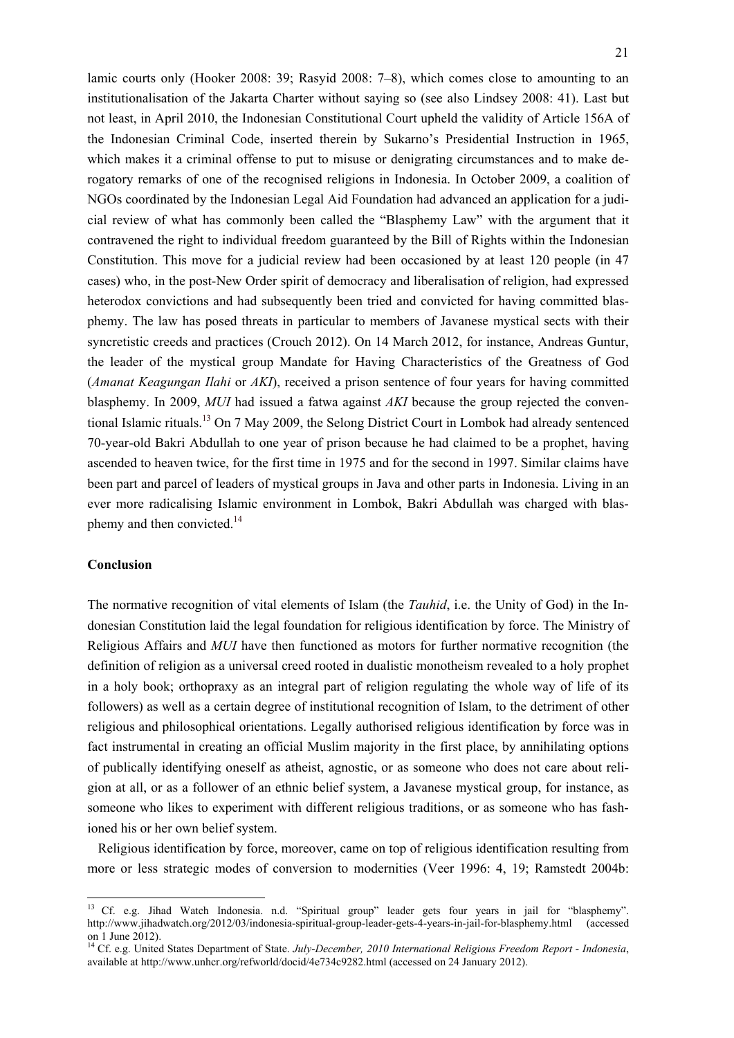lamic courts only (Hooker 2008: 39; Rasyid 2008: 7–8), which comes close to amounting to an institutionalisation of the Jakarta Charter without saying so (see also Lindsey 2008: 41). Last but not least, in April 2010, the Indonesian Constitutional Court upheld the validity of Article 156A of the Indonesian Criminal Code, inserted therein by Sukarno's Presidential Instruction in 1965, which makes it a criminal offense to put to misuse or denigrating circumstances and to make derogatory remarks of one of the recognised religions in Indonesia. In October 2009, a coalition of NGOs coordinated by the Indonesian Legal Aid Foundation had advanced an application for a judicial review of what has commonly been called the "Blasphemy Law" with the argument that it contravened the right to individual freedom guaranteed by the Bill of Rights within the Indonesian Constitution. This move for a judicial review had been occasioned by at least 120 people (in 47 cases) who, in the post-New Order spirit of democracy and liberalisation of religion, had expressed heterodox convictions and had subsequently been tried and convicted for having committed blasphemy. The law has posed threats in particular to members of Javanese mystical sects with their syncretistic creeds and practices (Crouch 2012). On 14 March 2012, for instance, Andreas Guntur, the leader of the mystical group Mandate for Having Characteristics of the Greatness of God (*Amanat Keagungan Ilahi* or *AKI*), received a prison sentence of four years for having committed blasphemy. In 2009, *MUI* had issued a fatwa against *AKI* because the group rejected the conventional Islamic rituals.[13] On 7 May 2009, the Selong District Court in Lombok had already sentenced 70-year-old Bakri Abdullah to one year of prison because he had claimed to be a prophet, having ascended to heaven twice, for the first time in 1975 and for the second in 1997. Similar claims have been part and parcel of leaders of mystical groups in Java and other parts in Indonesia. Living in an ever more radicalising Islamic environment in Lombok, Bakri Abdullah was charged with blasphemy and then convicted.[14]

**Conclusion**

The normative recognition of vital elements of Islam (the *Tauhid*, i.e. the Unity of God) in the Indonesian Constitution laid the legal foundation for religious identification by force. The Ministry of Religious Affairs and *MUI* have then functioned as motors for further normative recognition (the definition of religion as a universal creed rooted in dualistic monotheism revealed to a holy prophet in a holy book; orthopraxy as an integral part of religion regulating the whole way of life of its followers) as well as a certain degree of institutional recognition of Islam, to the detriment of other religious and philosophical orientations. Legally authorised religious identification by force was in fact instrumental in creating an official Muslim majority in the first place, by annihilating options of publically identifying oneself as atheist, agnostic, or as someone who does not care about religion at all, or as a follower of an ethnic belief system, a Javanese mystical group, for instance, as someone who likes to experiment with different religious traditions, or as someone who has fashioned his or her own belief system.

Religious identification by force, moreover, came on top of religious identification resulting from more or less strategic modes of conversion to modernities (Veer 1996: 4, 19; Ramstedt 2004b:

[13] Cf. e.g. Jihad Watch Indonesia. n.d. "Spiritual group" leader gets four years in jail for "blasphemy". http://www.jihadwatch.org/2012/03/indonesia-spiritual-group-leader-gets-4-years-in-jail-for-blasphemy.html (accessed on 1 June 2012).

[14] Cf. e.g. United States Department of State. *July-December, 2010 International Religious Freedom Report - Indonesia*, available at http://www.unhcr.org/refworld/docid/4e734c9282.html (accessed on 24 January 2012).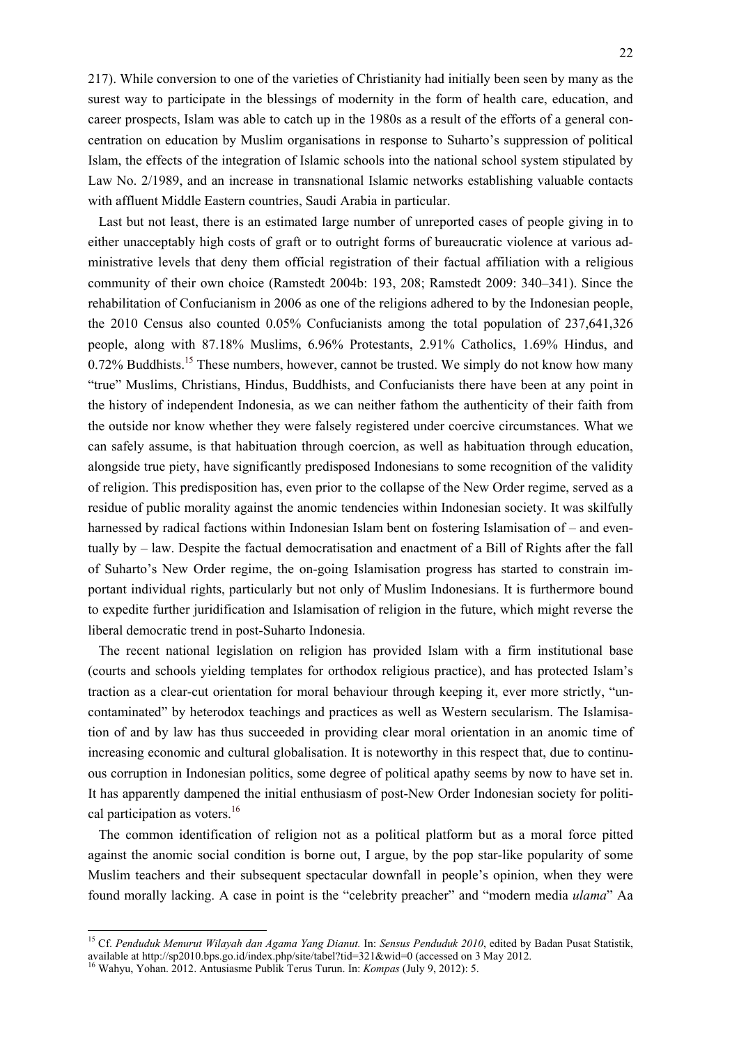217). While conversion to one of the varieties of Christianity had initially been seen by many as the surest way to participate in the blessings of modernity in the form of health care, education, and career prospects, Islam was able to catch up in the 1980s as a result of the efforts of a general concentration on education by Muslim organisations in response to Suharto's suppression of political Islam, the effects of the integration of Islamic schools into the national school system stipulated by Law No. 2/1989, and an increase in transnational Islamic networks establishing valuable contacts with affluent Middle Eastern countries, Saudi Arabia in particular.

Last but not least, there is an estimated large number of unreported cases of people giving in to either unacceptably high costs of graft or to outright forms of bureaucratic violence at various administrative levels that deny them official registration of their factual affiliation with a religious community of their own choice (Ramstedt 2004b: 193, 208; Ramstedt 2009: 340–341). Since the rehabilitation of Confucianism in 2006 as one of the religions adhered to by the Indonesian people, the 2010 Census also counted 0.05% Confucianists among the total population of 237,641,326 people, along with 87.18% Muslims, 6.96% Protestants, 2.91% Catholics, 1.69% Hindus, and 0.72% Buddhists.[15] These numbers, however, cannot be trusted. We simply do not know how many "true" Muslims, Christians, Hindus, Buddhists, and Confucianists there have been at any point in the history of independent Indonesia, as we can neither fathom the authenticity of their faith from the outside nor know whether they were falsely registered under coercive circumstances. What we can safely assume, is that habituation through coercion, as well as habituation through education, alongside true piety, have significantly predisposed Indonesians to some recognition of the validity of religion. This predisposition has, even prior to the collapse of the New Order regime, served as a residue of public morality against the anomic tendencies within Indonesian society. It was skilfully harnessed by radical factions within Indonesian Islam bent on fostering Islamisation of – and eventually by – law. Despite the factual democratisation and enactment of a Bill of Rights after the fall of Suharto's New Order regime, the on-going Islamisation progress has started to constrain important individual rights, particularly but not only of Muslim Indonesians. It is furthermore bound to expedite further juridification and Islamisation of religion in the future, which might reverse the liberal democratic trend in post-Suharto Indonesia.

The recent national legislation on religion has provided Islam with a firm institutional base (courts and schools yielding templates for orthodox religious practice), and has protected Islam's traction as a clear-cut orientation for moral behaviour through keeping it, ever more strictly, "uncontaminated" by heterodox teachings and practices as well as Western secularism. The Islamisation of and by law has thus succeeded in providing clear moral orientation in an anomic time of increasing economic and cultural globalisation. It is noteworthy in this respect that, due to continuous corruption in Indonesian politics, some degree of political apathy seems by now to have set in. It has apparently dampened the initial enthusiasm of post-New Order Indonesian society for political participation as voters.[16]

The common identification of religion not as a political platform but as a moral force pitted against the anomic social condition is borne out, I argue, by the pop star-like popularity of some Muslim teachers and their subsequent spectacular downfall in people's opinion, when they were found morally lacking. A case in point is the "celebrity preacher" and "modern media *ulama*" Aa

---

[15] Cf. *Penduduk Menurut Wilayah dan Agama Yang Dianut.* In: *Sensus Penduduk 2010*, edited by Badan Pusat Statistik, available at http://sp2010.bps.go.id/index.php/site/tabel?tid=321&wid=0 (accessed on 3 May 2012.

[16] Wahyu, Yohan. 2012. Antusiasme Publik Terus Turun. In: *Kompas* (July 9, 2012): 5.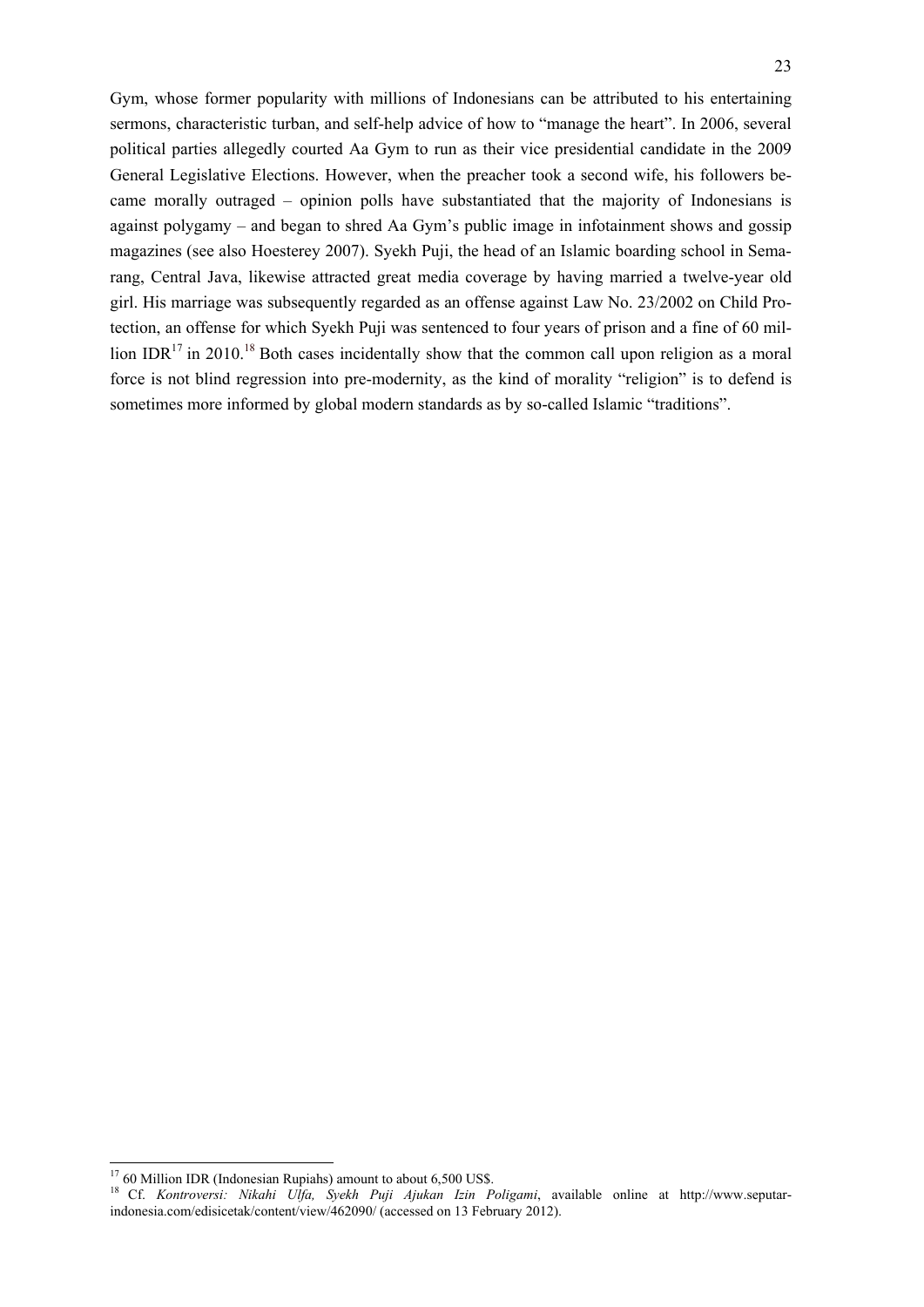Gym, whose former popularity with millions of Indonesians can be attributed to his entertaining sermons, characteristic turban, and self-help advice of how to "manage the heart". In 2006, several political parties allegedly courted Aa Gym to run as their vice presidential candidate in the 2009 General Legislative Elections. However, when the preacher took a second wife, his followers became morally outraged – opinion polls have substantiated that the majority of Indonesians is against polygamy – and began to shred Aa Gym's public image in infotainment shows and gossip magazines (see also Hoesterey 2007). Syekh Puji, the head of an Islamic boarding school in Semarang, Central Java, likewise attracted great media coverage by having married a twelve-year old girl. His marriage was subsequently regarded as an offense against Law No. 23/2002 on Child Protection, an offense for which Syekh Puji was sentenced to four years of prison and a fine of 60 million IDR[17] in 2010.[18] Both cases incidentally show that the common call upon religion as a moral force is not blind regression into pre-modernity, as the kind of morality "religion" is to defend is sometimes more informed by global modern standards as by so-called Islamic "traditions".

---

[17] 60 Million IDR (Indonesian Rupiahs) amount to about 6,500 US$.

[18] Cf. *Kontroversi: Nikahi Ulfa, Syekh Puji Ajukan Izin Poligami*, available online at http://www.seputar-indonesia.com/edisicetak/content/view/462090/ (accessed on 13 February 2012).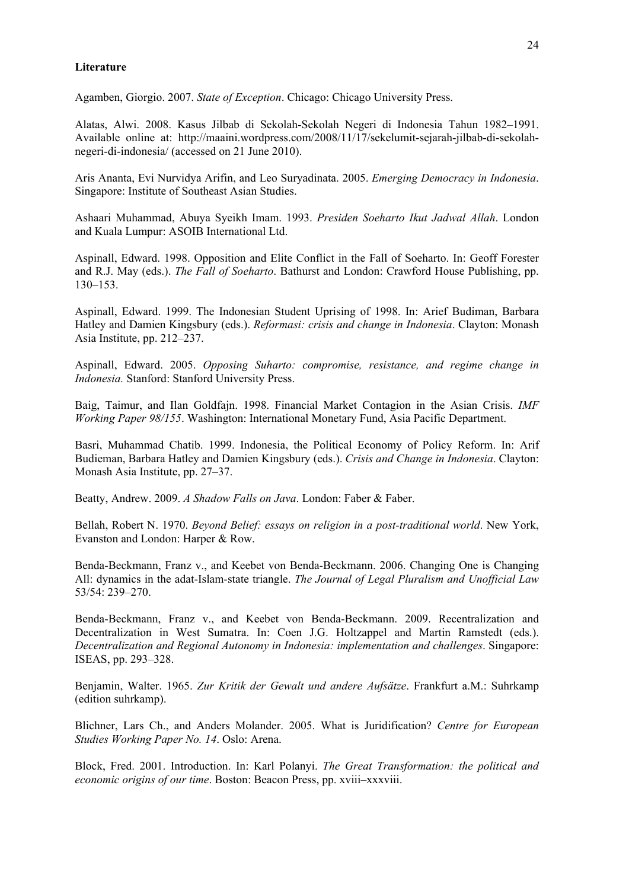**Literature**

Agamben, Giorgio. 2007. *State of Exception*. Chicago: Chicago University Press.

Alatas, Alwi. 2008. Kasus Jilbab di Sekolah-Sekolah Negeri di Indonesia Tahun 1982–1991. Available online at: http://maaini.wordpress.com/2008/11/17/sekelumit-sejarah-jilbab-di-sekolah-negeri-di-indonesia/ (accessed on 21 June 2010).

Aris Ananta, Evi Nurvidya Arifin, and Leo Suryadinata. 2005. *Emerging Democracy in Indonesia*. Singapore: Institute of Southeast Asian Studies.

Ashaari Muhammad, Abuya Syeikh Imam. 1993. *Presiden Soeharto Ikut Jadwal Allah*. London and Kuala Lumpur: ASOIB International Ltd.

Aspinall, Edward. 1998. Opposition and Elite Conflict in the Fall of Soeharto. In: Geoff Forester and R.J. May (eds.). *The Fall of Soeharto*. Bathurst and London: Crawford House Publishing, pp. 130–153.

Aspinall, Edward. 1999. The Indonesian Student Uprising of 1998. In: Arief Budiman, Barbara Hatley and Damien Kingsbury (eds.). *Reformasi: crisis and change in Indonesia*. Clayton: Monash Asia Institute, pp. 212–237.

Aspinall, Edward. 2005. *Opposing Suharto: compromise, resistance, and regime change in Indonesia.* Stanford: Stanford University Press.

Baig, Taimur, and Ilan Goldfajn. 1998. Financial Market Contagion in the Asian Crisis. *IMF Working Paper 98/155*. Washington: International Monetary Fund, Asia Pacific Department.

Basri, Muhammad Chatib. 1999. Indonesia, the Political Economy of Policy Reform. In: Arif Budieman, Barbara Hatley and Damien Kingsbury (eds.). *Crisis and Change in Indonesia*. Clayton: Monash Asia Institute, pp. 27–37.

Beatty, Andrew. 2009. *A Shadow Falls on Java*. London: Faber & Faber.

Bellah, Robert N. 1970. *Beyond Belief: essays on religion in a post-traditional world*. New York, Evanston and London: Harper & Row.

Benda-Beckmann, Franz v., and Keebet von Benda-Beckmann. 2006. Changing One is Changing All: dynamics in the adat-Islam-state triangle. *The Journal of Legal Pluralism and Unofficial Law* 53/54: 239–270.

Benda-Beckmann, Franz v., and Keebet von Benda-Beckmann. 2009. Recentralization and Decentralization in West Sumatra. In: Coen J.G. Holtzappel and Martin Ramstedt (eds.). *Decentralization and Regional Autonomy in Indonesia: implementation and challenges*. Singapore: ISEAS, pp. 293–328.

Benjamin, Walter. 1965. *Zur Kritik der Gewalt und andere Aufsätze*. Frankfurt a.M.: Suhrkamp (edition suhrkamp).

Blichner, Lars Ch., and Anders Molander. 2005. What is Juridification? *Centre for European Studies Working Paper No. 14*. Oslo: Arena.

Block, Fred. 2001. Introduction. In: Karl Polanyi. *The Great Transformation: the political and economic origins of our time*. Boston: Beacon Press, pp. xviii–xxxviii.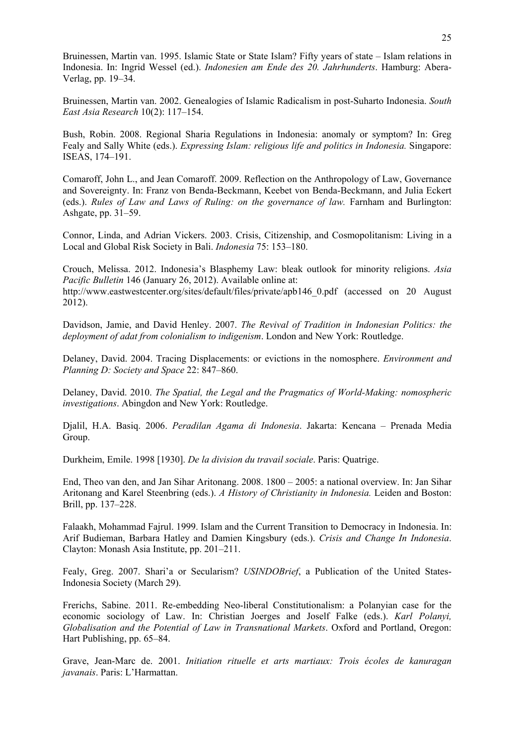Bruinessen, Martin van. 1995. Islamic State or State Islam? Fifty years of state – Islam relations in Indonesia. In: Ingrid Wessel (ed.). *Indonesien am Ende des 20. Jahrhunderts*. Hamburg: Abera-Verlag, pp. 19–34.

Bruinessen, Martin van. 2002. Genealogies of Islamic Radicalism in post-Suharto Indonesia. *South East Asia Research* 10(2): 117–154.

Bush, Robin. 2008. Regional Sharia Regulations in Indonesia: anomaly or symptom? In: Greg Fealy and Sally White (eds.). *Expressing Islam: religious life and politics in Indonesia.* Singapore: ISEAS, 174–191.

Comaroff, John L., and Jean Comaroff. 2009. Reflection on the Anthropology of Law, Governance and Sovereignty. In: Franz von Benda-Beckmann, Keebet von Benda-Beckmann, and Julia Eckert (eds.). *Rules of Law and Laws of Ruling: on the governance of law.* Farnham and Burlington: Ashgate, pp. 31–59.

Connor, Linda, and Adrian Vickers. 2003. Crisis, Citizenship, and Cosmopolitanism: Living in a Local and Global Risk Society in Bali. *Indonesia* 75: 153–180.

Crouch, Melissa. 2012. Indonesia's Blasphemy Law: bleak outlook for minority religions. *Asia Pacific Bulletin* 146 (January 26, 2012). Available online at: http://www.eastwestcenter.org/sites/default/files/private/apb146_0.pdf (accessed on 20 August 2012).

Davidson, Jamie, and David Henley. 2007. *The Revival of Tradition in Indonesian Politics: the deployment of adat from colonialism to indigenism*. London and New York: Routledge.

Delaney, David. 2004. Tracing Displacements: or evictions in the nomosphere. *Environment and Planning D: Society and Space* 22: 847–860.

Delaney, David. 2010. *The Spatial, the Legal and the Pragmatics of World-Making: nomospheric investigations*. Abingdon and New York: Routledge.

Djalil, H.A. Basiq. 2006. *Peradilan Agama di Indonesia*. Jakarta: Kencana – Prenada Media Group.

Durkheim, Emile. 1998 [1930]. *De la division du travail sociale*. Paris: Quatrige.

End, Theo van den, and Jan Sihar Aritonang. 2008. 1800 – 2005: a national overview. In: Jan Sihar Aritonang and Karel Steenbring (eds.). *A History of Christianity in Indonesia.* Leiden and Boston: Brill, pp. 137–228.

Falaakh, Mohammad Fajrul. 1999. Islam and the Current Transition to Democracy in Indonesia. In: Arif Budieman, Barbara Hatley and Damien Kingsbury (eds.). *Crisis and Change In Indonesia*. Clayton: Monash Asia Institute, pp. 201–211.

Fealy, Greg. 2007. Shari'a or Secularism? *USINDOBrief*, a Publication of the United States-Indonesia Society (March 29).

Frerichs, Sabine. 2011. Re-embedding Neo-liberal Constitutionalism: a Polanyian case for the economic sociology of Law. In: Christian Joerges and Joself Falke (eds.). *Karl Polanyi, Globalisation and the Potential of Law in Transnational Markets*. Oxford and Portland, Oregon: Hart Publishing, pp. 65–84.

Grave, Jean-Marc de. 2001. *Initiation rituelle et arts martiaux: Trois écoles de kanuragan javanais*. Paris: L'Harmattan.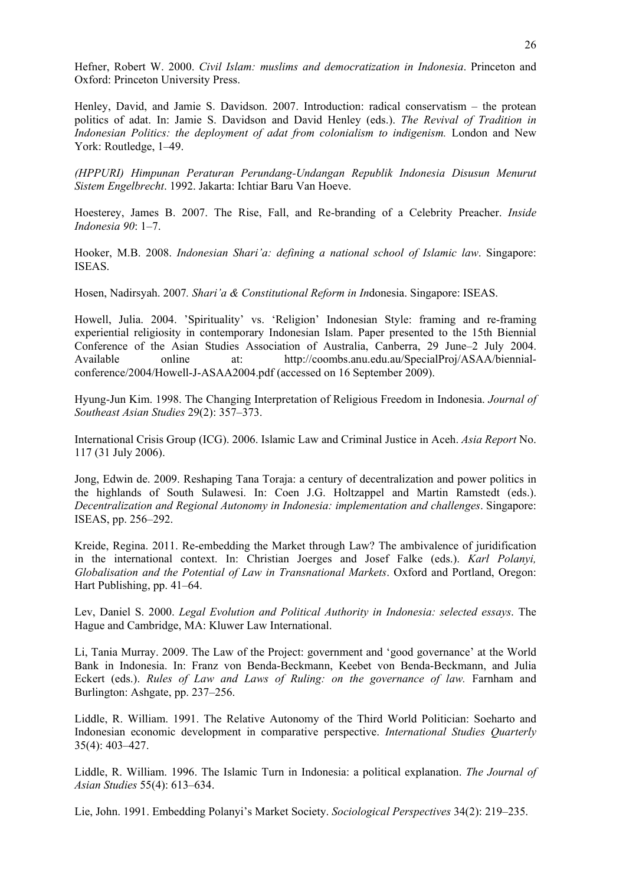Hefner, Robert W. 2000. *Civil Islam: muslims and democratization in Indonesia*. Princeton and Oxford: Princeton University Press.

Henley, David, and Jamie S. Davidson. 2007. Introduction: radical conservatism – the protean politics of adat. In: Jamie S. Davidson and David Henley (eds.). *The Revival of Tradition in Indonesian Politics: the deployment of adat from colonialism to indigenism.* London and New York: Routledge, 1–49.

*(HPPURI) Himpunan Peraturan Perundang-Undangan Republik Indonesia Disusun Menurut Sistem Engelbrecht*. 1992. Jakarta: Ichtiar Baru Van Hoeve.

Hoesterey, James B. 2007. The Rise, Fall, and Re-branding of a Celebrity Preacher. *Inside Indonesia 90*: 1–7.

Hooker, M.B. 2008. *Indonesian Shari'a: defining a national school of Islamic law*. Singapore: ISEAS.

Hosen, Nadirsyah. 2007. *Shari'a & Constitutional Reform in In*donesia. Singapore: ISEAS.

Howell, Julia. 2004. 'Spirituality' vs. 'Religion' Indonesian Style: framing and re-framing experiential religiosity in contemporary Indonesian Islam. Paper presented to the 15th Biennial Conference of the Asian Studies Association of Australia, Canberra, 29 June–2 July 2004. Available online at: http://coombs.anu.edu.au/SpecialProj/ASAA/biennial-conference/2004/Howell-J-ASAA2004.pdf (accessed on 16 September 2009).

Hyung-Jun Kim. 1998. The Changing Interpretation of Religious Freedom in Indonesia. *Journal of Southeast Asian Studies* 29(2): 357–373.

International Crisis Group (ICG). 2006. Islamic Law and Criminal Justice in Aceh. *Asia Report* No. 117 (31 July 2006).

Jong, Edwin de. 2009. Reshaping Tana Toraja: a century of decentralization and power politics in the highlands of South Sulawesi. In: Coen J.G. Holtzappel and Martin Ramstedt (eds.). *Decentralization and Regional Autonomy in Indonesia: implementation and challenges*. Singapore: ISEAS, pp. 256–292.

Kreide, Regina. 2011. Re-embedding the Market through Law? The ambivalence of juridification in the international context. In: Christian Joerges and Josef Falke (eds.). *Karl Polanyi, Globalisation and the Potential of Law in Transnational Markets*. Oxford and Portland, Oregon: Hart Publishing, pp. 41–64.

Lev, Daniel S. 2000. *Legal Evolution and Political Authority in Indonesia: selected essays*. The Hague and Cambridge, MA: Kluwer Law International.

Li, Tania Murray. 2009. The Law of the Project: government and 'good governance' at the World Bank in Indonesia. In: Franz von Benda-Beckmann, Keebet von Benda-Beckmann, and Julia Eckert (eds.). *Rules of Law and Laws of Ruling: on the governance of law.* Farnham and Burlington: Ashgate, pp. 237–256.

Liddle, R. William. 1991. The Relative Autonomy of the Third World Politician: Soeharto and Indonesian economic development in comparative perspective. *International Studies Quarterly* 35(4): 403–427.

Liddle, R. William. 1996. The Islamic Turn in Indonesia: a political explanation. *The Journal of Asian Studies* 55(4): 613–634.

Lie, John. 1991. Embedding Polanyi's Market Society. *Sociological Perspectives* 34(2): 219–235.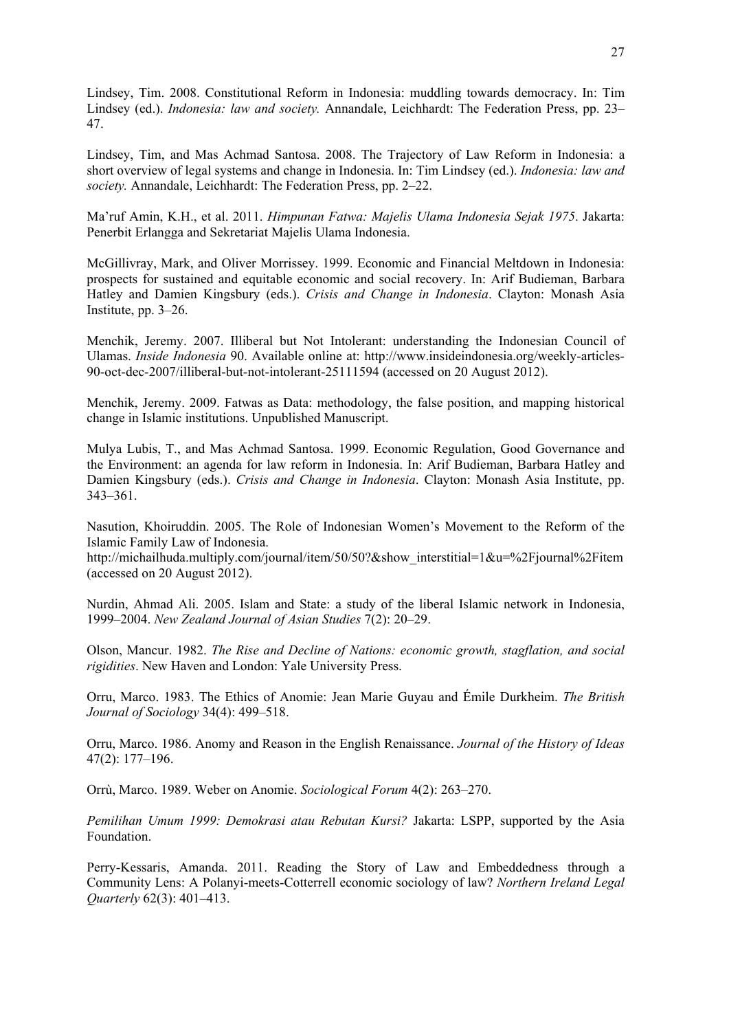Lindsey, Tim. 2008. Constitutional Reform in Indonesia: muddling towards democracy. In: Tim Lindsey (ed.). *Indonesia: law and society.* Annandale, Leichhardt: The Federation Press, pp. 23–47.

Lindsey, Tim, and Mas Achmad Santosa. 2008. The Trajectory of Law Reform in Indonesia: a short overview of legal systems and change in Indonesia. In: Tim Lindsey (ed.). *Indonesia: law and society.* Annandale, Leichhardt: The Federation Press, pp. 2–22.

Ma'ruf Amin, K.H., et al. 2011. *Himpunan Fatwa: Majelis Ulama Indonesia Sejak 1975*. Jakarta: Penerbit Erlangga and Sekretariat Majelis Ulama Indonesia.

McGillivray, Mark, and Oliver Morrissey. 1999. Economic and Financial Meltdown in Indonesia: prospects for sustained and equitable economic and social recovery. In: Arif Budieman, Barbara Hatley and Damien Kingsbury (eds.). *Crisis and Change in Indonesia*. Clayton: Monash Asia Institute, pp. 3–26.

Menchik, Jeremy. 2007. Illiberal but Not Intolerant: understanding the Indonesian Council of Ulamas. *Inside Indonesia* 90. Available online at: http://www.insideindonesia.org/weekly-articles-90-oct-dec-2007/illiberal-but-not-intolerant-25111594 (accessed on 20 August 2012).

Menchik, Jeremy. 2009. Fatwas as Data: methodology, the false position, and mapping historical change in Islamic institutions. Unpublished Manuscript.

Mulya Lubis, T., and Mas Achmad Santosa. 1999. Economic Regulation, Good Governance and the Environment: an agenda for law reform in Indonesia. In: Arif Budieman, Barbara Hatley and Damien Kingsbury (eds.). *Crisis and Change in Indonesia*. Clayton: Monash Asia Institute, pp. 343–361.

Nasution, Khoiruddin. 2005. The Role of Indonesian Women's Movement to the Reform of the Islamic Family Law of Indonesia.
http://michailhuda.multiply.com/journal/item/50/50?&show_interstitial=1&u=%2Fjournal%2Fitem (accessed on 20 August 2012).

Nurdin, Ahmad Ali. 2005. Islam and State: a study of the liberal Islamic network in Indonesia, 1999–2004. *New Zealand Journal of Asian Studies* 7(2): 20–29.

Olson, Mancur. 1982. *The Rise and Decline of Nations: economic growth, stagflation, and social rigidities*. New Haven and London: Yale University Press.

Orru, Marco. 1983. The Ethics of Anomie: Jean Marie Guyau and Émile Durkheim. *The British Journal of Sociology* 34(4): 499–518.

Orru, Marco. 1986. Anomy and Reason in the English Renaissance. *Journal of the History of Ideas* 47(2): 177–196.

Orrù, Marco. 1989. Weber on Anomie. *Sociological Forum* 4(2): 263–270.

*Pemilihan Umum 1999: Demokrasi atau Rebutan Kursi?* Jakarta: LSPP, supported by the Asia Foundation.

Perry-Kessaris, Amanda. 2011. Reading the Story of Law and Embeddedness through a Community Lens: A Polanyi-meets-Cotterrell economic sociology of law? *Northern Ireland Legal Quarterly* 62(3): 401–413.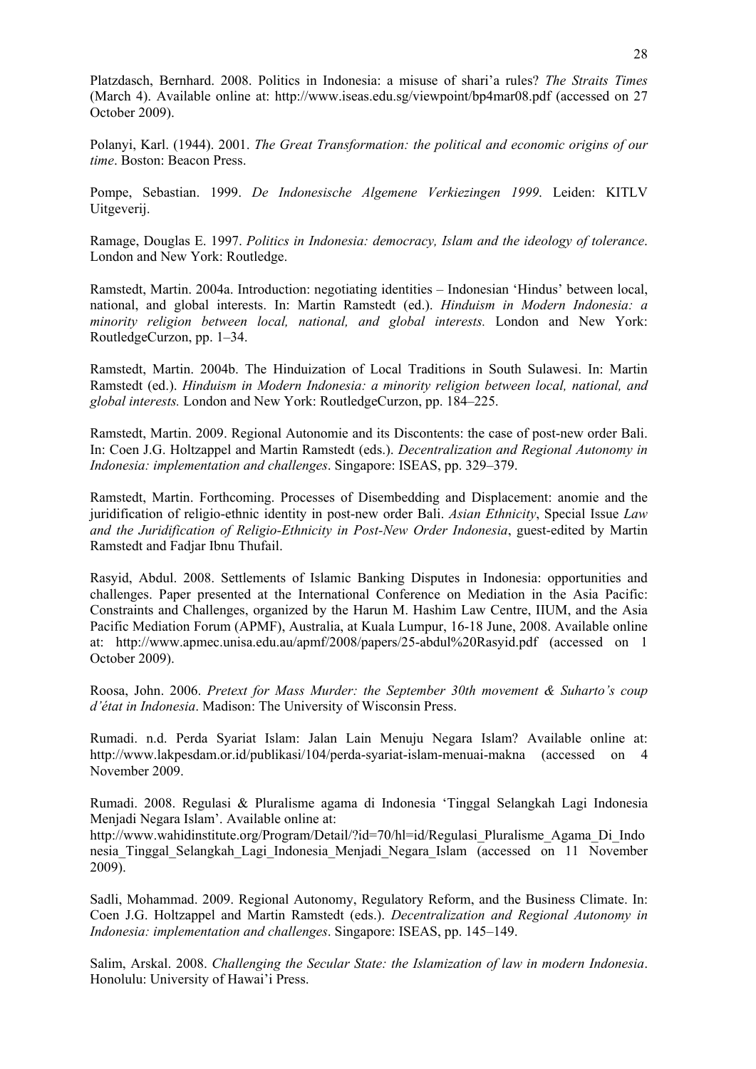Platzdasch, Bernhard. 2008. Politics in Indonesia: a misuse of shari'a rules? *The Straits Times* (March 4). Available online at: http://www.iseas.edu.sg/viewpoint/bp4mar08.pdf (accessed on 27 October 2009).

Polanyi, Karl. (1944). 2001. *The Great Transformation: the political and economic origins of our time*. Boston: Beacon Press.

Pompe, Sebastian. 1999. *De Indonesische Algemene Verkiezingen 1999*. Leiden: KITLV Uitgeverij.

Ramage, Douglas E. 1997. *Politics in Indonesia: democracy, Islam and the ideology of tolerance*. London and New York: Routledge.

Ramstedt, Martin. 2004a. Introduction: negotiating identities – Indonesian 'Hindus' between local, national, and global interests. In: Martin Ramstedt (ed.). *Hinduism in Modern Indonesia: a minority religion between local, national, and global interests.* London and New York: RoutledgeCurzon, pp. 1–34.

Ramstedt, Martin. 2004b. The Hinduization of Local Traditions in South Sulawesi. In: Martin Ramstedt (ed.). *Hinduism in Modern Indonesia: a minority religion between local, national, and global interests.* London and New York: RoutledgeCurzon, pp. 184–225.

Ramstedt, Martin. 2009. Regional Autonomie and its Discontents: the case of post-new order Bali. In: Coen J.G. Holtzappel and Martin Ramstedt (eds.). *Decentralization and Regional Autonomy in Indonesia: implementation and challenges*. Singapore: ISEAS, pp. 329–379.

Ramstedt, Martin. Forthcoming. Processes of Disembedding and Displacement: anomie and the juridification of religio-ethnic identity in post-new order Bali. *Asian Ethnicity*, Special Issue *Law and the Juridification of Religio-Ethnicity in Post-New Order Indonesia*, guest-edited by Martin Ramstedt and Fadjar Ibnu Thufail.

Rasyid, Abdul. 2008. Settlements of Islamic Banking Disputes in Indonesia: opportunities and challenges. Paper presented at the International Conference on Mediation in the Asia Pacific: Constraints and Challenges, organized by the Harun M. Hashim Law Centre, IIUM, and the Asia Pacific Mediation Forum (APMF), Australia, at Kuala Lumpur, 16-18 June, 2008. Available online at: http://www.apmec.unisa.edu.au/apmf/2008/papers/25-abdul%20Rasyid.pdf (accessed on 1 October 2009).

Roosa, John. 2006. *Pretext for Mass Murder: the September 30th movement & Suharto's coup d'état in Indonesia*. Madison: The University of Wisconsin Press.

Rumadi. n.d. Perda Syariat Islam: Jalan Lain Menuju Negara Islam? Available online at: http://www.lakpesdam.or.id/publikasi/104/perda-syariat-islam-menuai-makna (accessed on 4 November 2009.

Rumadi. 2008. Regulasi & Pluralisme agama di Indonesia 'Tinggal Selangkah Lagi Indonesia Menjadi Negara Islam'. Available online at: http://www.wahidinstitute.org/Program/Detail/?id=70/hl=id/Regulasi_Pluralisme_Agama_Di_Indonesia_Tinggal_Selangkah_Lagi_Indonesia_Menjadi_Negara_Islam (accessed on 11 November 2009).

Sadli, Mohammad. 2009. Regional Autonomy, Regulatory Reform, and the Business Climate. In: Coen J.G. Holtzappel and Martin Ramstedt (eds.). *Decentralization and Regional Autonomy in Indonesia: implementation and challenges*. Singapore: ISEAS, pp. 145–149.

Salim, Arskal. 2008. *Challenging the Secular State: the Islamization of law in modern Indonesia*. Honolulu: University of Hawai'i Press.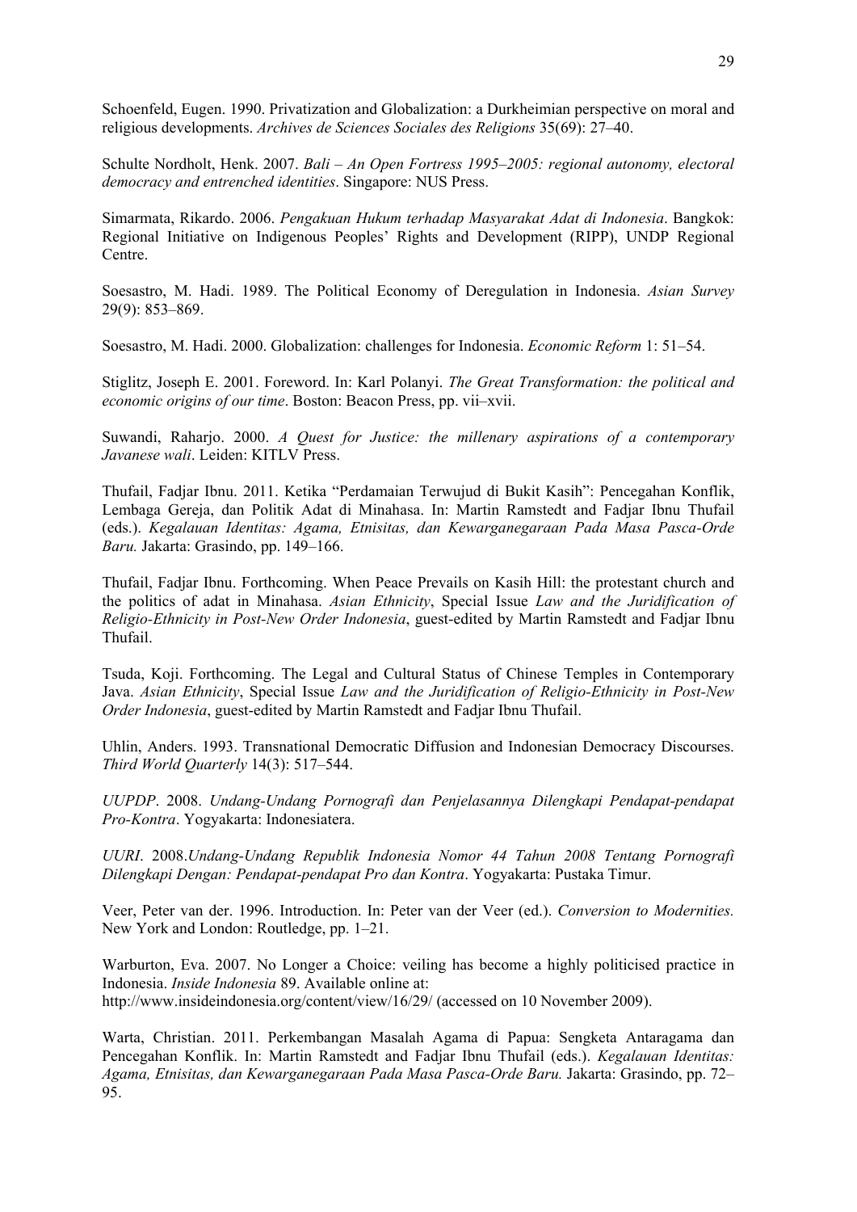Schoenfeld, Eugen. 1990. Privatization and Globalization: a Durkheimian perspective on moral and religious developments. *Archives de Sciences Sociales des Religions* 35(69): 27–40.

Schulte Nordholt, Henk. 2007. *Bali – An Open Fortress 1995–2005: regional autonomy, electoral democracy and entrenched identities*. Singapore: NUS Press.

Simarmata, Rikardo. 2006. *Pengakuan Hukum terhadap Masyarakat Adat di Indonesia*. Bangkok: Regional Initiative on Indigenous Peoples' Rights and Development (RIPP), UNDP Regional Centre.

Soesastro, M. Hadi. 1989. The Political Economy of Deregulation in Indonesia. *Asian Survey* 29(9): 853–869.

Soesastro, M. Hadi. 2000. Globalization: challenges for Indonesia. *Economic Reform* 1: 51–54.

Stiglitz, Joseph E. 2001. Foreword. In: Karl Polanyi. *The Great Transformation: the political and economic origins of our time*. Boston: Beacon Press, pp. vii–xvii.

Suwandi, Raharjo. 2000. *A Quest for Justice: the millenary aspirations of a contemporary Javanese wali*. Leiden: KITLV Press.

Thufail, Fadjar Ibnu. 2011. Ketika "Perdamaian Terwujud di Bukit Kasih": Pencegahan Konflik, Lembaga Gereja, dan Politik Adat di Minahasa. In: Martin Ramstedt and Fadjar Ibnu Thufail (eds.). *Kegalauan Identitas: Agama, Etnisitas, dan Kewarganegaraan Pada Masa Pasca-Orde Baru.* Jakarta: Grasindo, pp. 149–166.

Thufail, Fadjar Ibnu. Forthcoming. When Peace Prevails on Kasih Hill: the protestant church and the politics of adat in Minahasa. *Asian Ethnicity*, Special Issue *Law and the Juridification of Religio-Ethnicity in Post-New Order Indonesia*, guest-edited by Martin Ramstedt and Fadjar Ibnu Thufail.

Tsuda, Koji. Forthcoming. The Legal and Cultural Status of Chinese Temples in Contemporary Java. *Asian Ethnicity*, Special Issue *Law and the Juridification of Religio-Ethnicity in Post-New Order Indonesia*, guest-edited by Martin Ramstedt and Fadjar Ibnu Thufail.

Uhlin, Anders. 1993. Transnational Democratic Diffusion and Indonesian Democracy Discourses. *Third World Quarterly* 14(3): 517–544.

*UUPDP*. 2008. *Undang-Undang Pornografi dan Penjelasannya Dilengkapi Pendapat-pendapat Pro-Kontra*. Yogyakarta: Indonesiatera.

*UURI*. 2008.*Undang-Undang Republik Indonesia Nomor 44 Tahun 2008 Tentang Pornografi Dilengkapi Dengan: Pendapat-pendapat Pro dan Kontra*. Yogyakarta: Pustaka Timur.

Veer, Peter van der. 1996. Introduction. In: Peter van der Veer (ed.). *Conversion to Modernities.* New York and London: Routledge, pp. 1–21.

Warburton, Eva. 2007. No Longer a Choice: veiling has become a highly politicised practice in Indonesia. *Inside Indonesia* 89. Available online at: http://www.insideindonesia.org/content/view/16/29/ (accessed on 10 November 2009).

Warta, Christian. 2011. Perkembangan Masalah Agama di Papua: Sengketa Antaragama dan Pencegahan Konflik. In: Martin Ramstedt and Fadjar Ibnu Thufail (eds.). *Kegalauan Identitas: Agama, Etnisitas, dan Kewarganegaraan Pada Masa Pasca-Orde Baru.* Jakarta: Grasindo, pp. 72–95.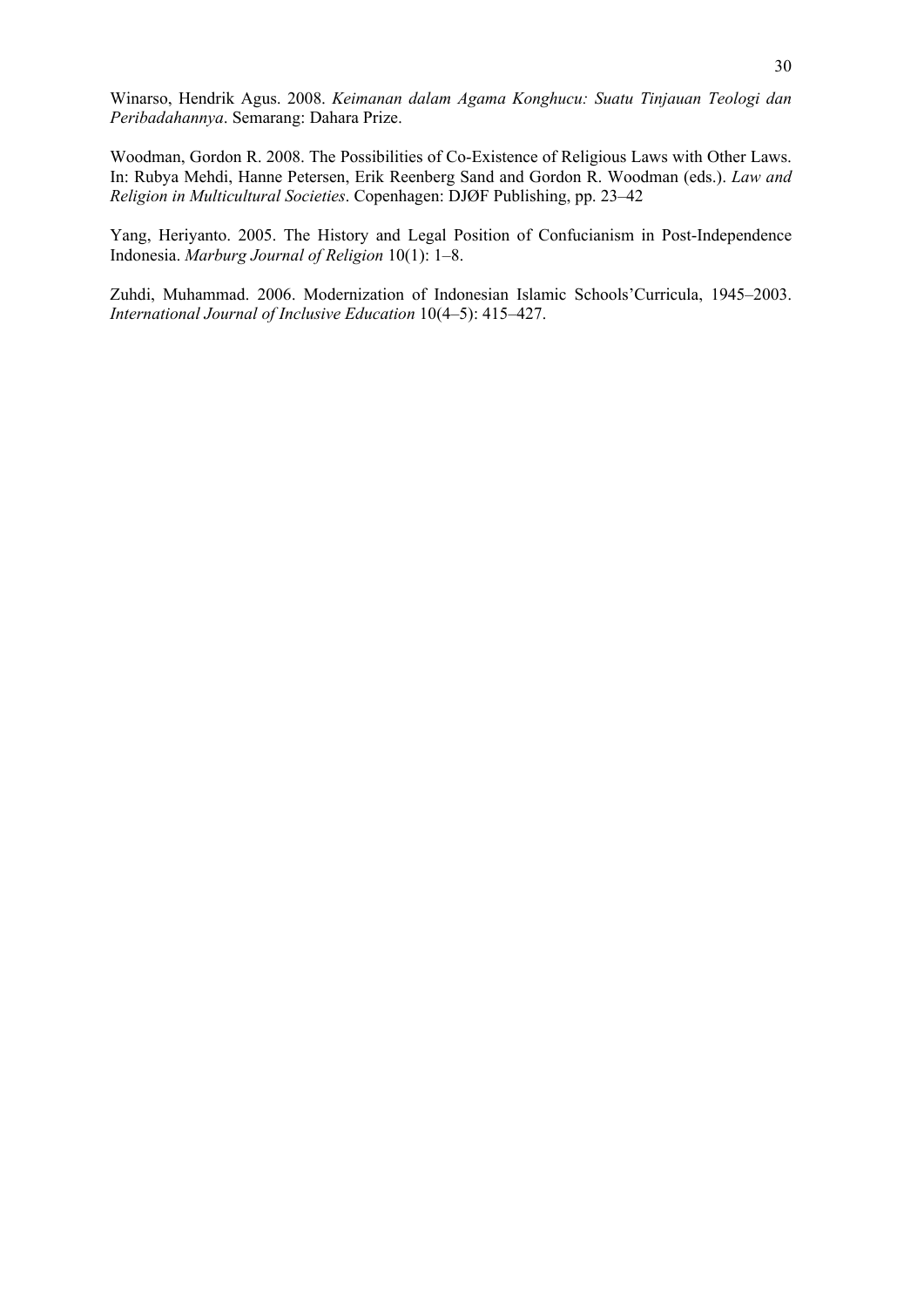Winarso, Hendrik Agus. 2008. *Keimanan dalam Agama Konghucu: Suatu Tinjauan Teologi dan Peribadahannya*. Semarang: Dahara Prize.

Woodman, Gordon R. 2008. The Possibilities of Co-Existence of Religious Laws with Other Laws. In: Rubya Mehdi, Hanne Petersen, Erik Reenberg Sand and Gordon R. Woodman (eds.). *Law and Religion in Multicultural Societies*. Copenhagen: DJØF Publishing, pp. 23–42

Yang, Heriyanto. 2005. The History and Legal Position of Confucianism in Post-Independence Indonesia. *Marburg Journal of Religion* 10(1): 1–8.

Zuhdi, Muhammad. 2006. Modernization of Indonesian Islamic Schools'Curricula, 1945–2003. *International Journal of Inclusive Education* 10(4–5): 415–427.